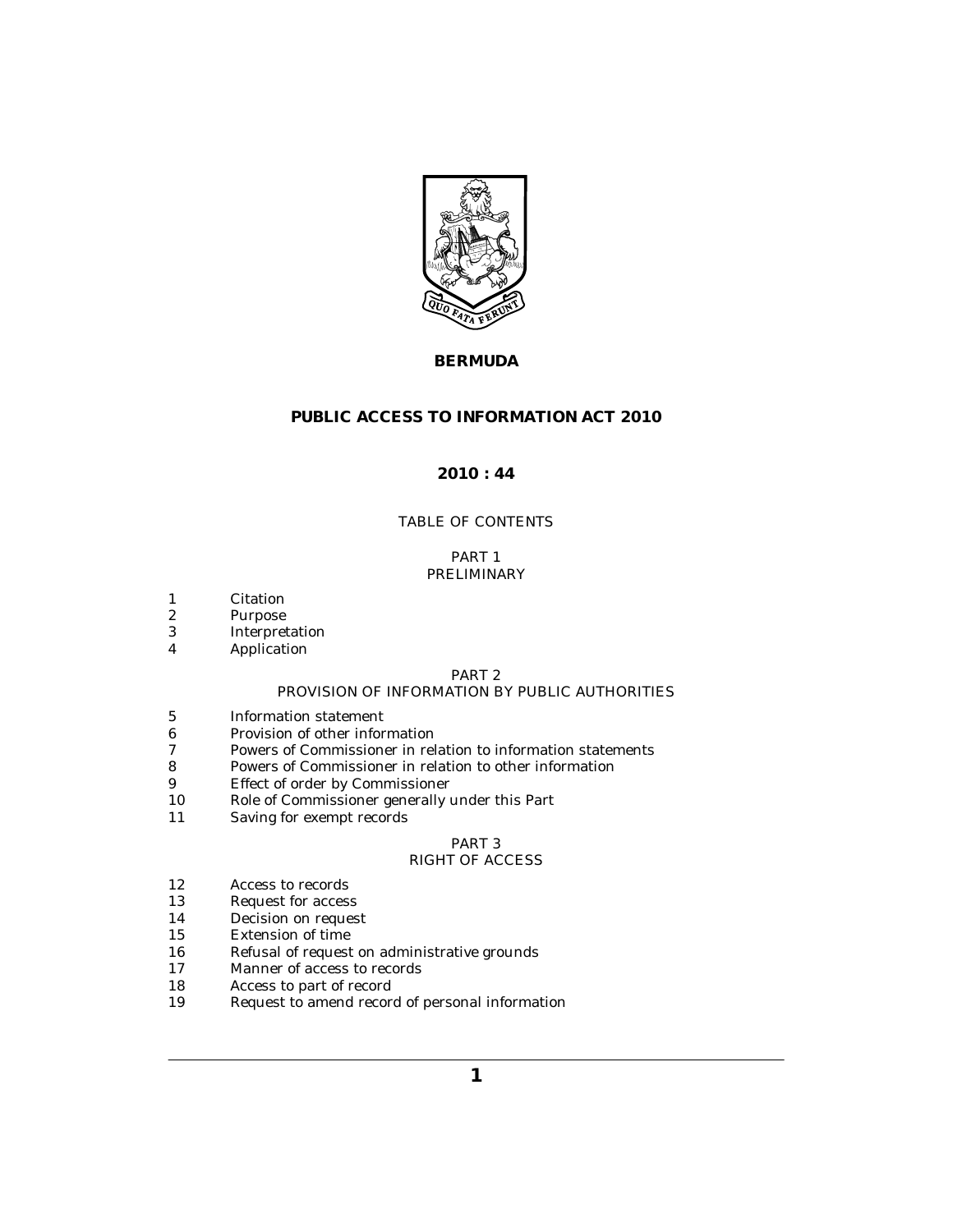# BERMUDA

## PUBLIC ACCESS TO INFORMATION ACT 2010

### 2010 : 44

TABLE OF CONTENTS

PART 1
PRELIMINARY

1 Citation
2 Purpose
3 Interpretation
4 Application

PART 2
PROVISION OF INFORMATION BY PUBLIC AUTHORITIES

5 Information statement
6 Provision of other information
7 Powers of Commissioner in relation to information statements
8 Powers of Commissioner in relation to other information
9 Effect of order by Commissioner
10 Role of Commissioner generally under this Part
11 Saving for exempt records

PART 3
RIGHT OF ACCESS

12 Access to records
13 Request for access
14 Decision on request
15 Extension of time
16 Refusal of request on administrative grounds
17 Manner of access to records
18 Access to part of record
19 Request to amend record of personal information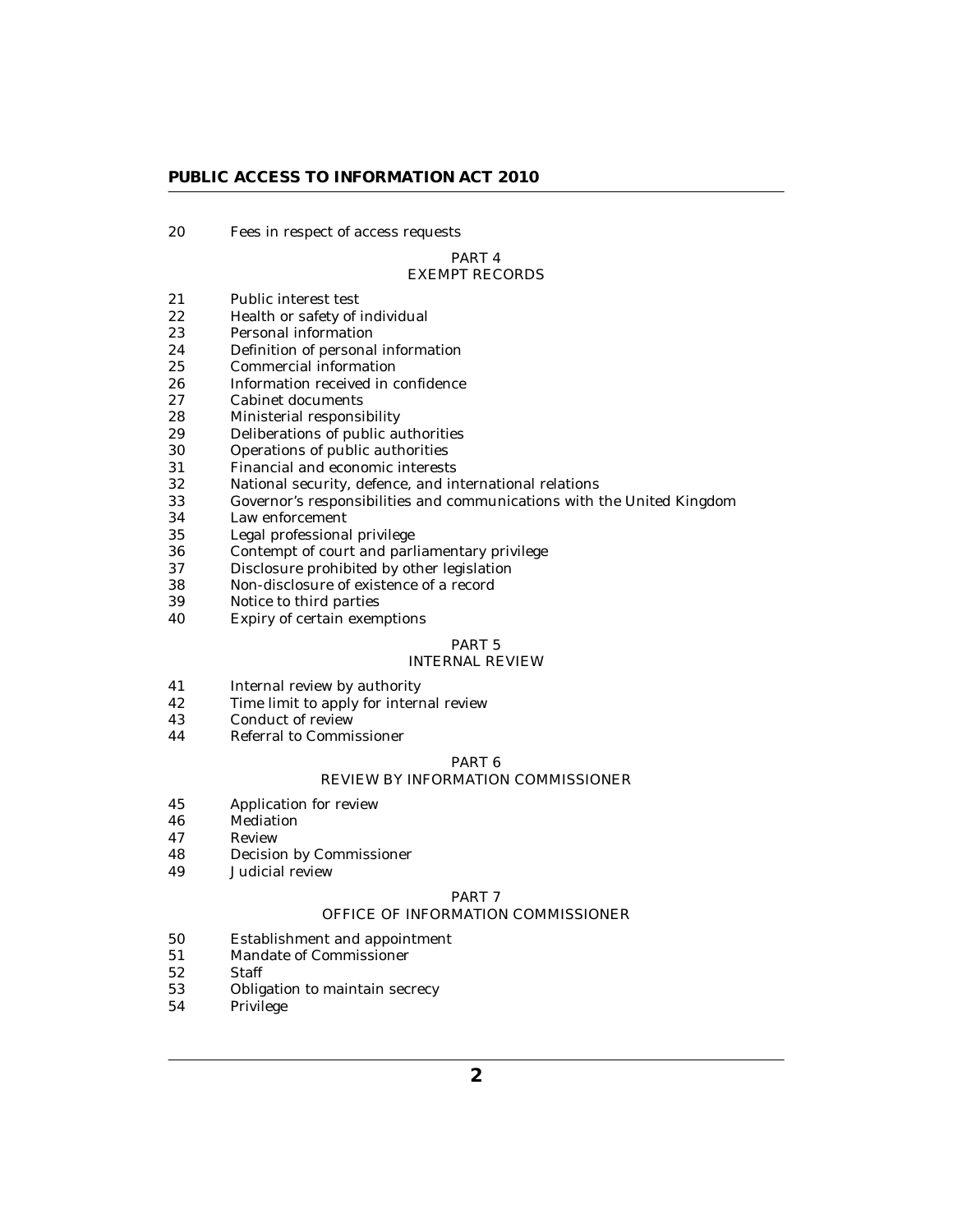20 Fees in respect of access requests

PART 4
EXEMPT RECORDS

21 Public interest test
22 Health or safety of individual
23 Personal information
24 Definition of personal information
25 Commercial information
26 Information received in confidence
27 Cabinet documents
28 Ministerial responsibility
29 Deliberations of public authorities
30 Operations of public authorities
31 Financial and economic interests
32 National security, defence, and international relations
33 Governor's responsibilities and communications with the United Kingdom
34 Law enforcement
35 Legal professional privilege
36 Contempt of court and parliamentary privilege
37 Disclosure prohibited by other legislation
38 Non-disclosure of existence of a record
39 Notice to third parties
40 Expiry of certain exemptions

PART 5
INTERNAL REVIEW

41 Internal review by authority
42 Time limit to apply for internal review
43 Conduct of review
44 Referral to Commissioner

PART 6
REVIEW BY INFORMATION COMMISSIONER

45 Application for review
46 Mediation
47 Review
48 Decision by Commissioner
49 Judicial review

PART 7
OFFICE OF INFORMATION COMMISSIONER

50 Establishment and appointment
51 Mandate of Commissioner
52 Staff
53 Obligation to maintain secrecy
54 Privilege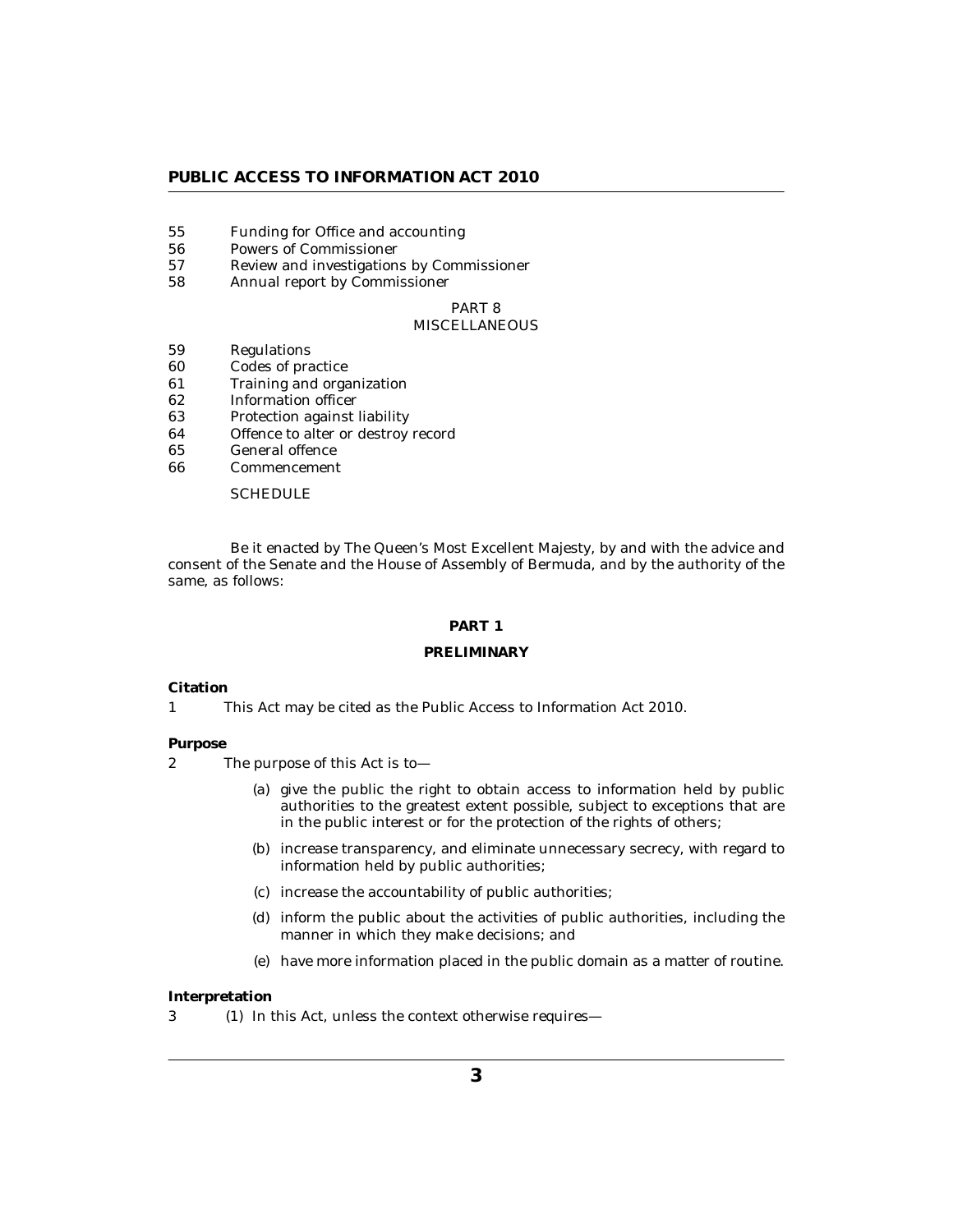55 Funding for Office and accounting
56 Powers of Commissioner
57 Review and investigations by Commissioner
58 Annual report by Commissioner

PART 8
MISCELLANEOUS

59 Regulations
60 Codes of practice
61 Training and organization
62 Information officer
63 Protection against liability
64 Offence to alter or destroy record
65 General offence
66 Commencement

SCHEDULE

Be it enacted by The Queen's Most Excellent Majesty, by and with the advice and consent of the Senate and the House of Assembly of Bermuda, and by the authority of the same, as follows:

## PART 1

## PRELIMINARY

**Citation**

1 This Act may be cited as the Public Access to Information Act 2010.

**Purpose**

2 The purpose of this Act is to—

(a) give the public the right to obtain access to information held by public authorities to the greatest extent possible, subject to exceptions that are in the public interest or for the protection of the rights of others;

(b) increase transparency, and eliminate unnecessary secrecy, with regard to information held by public authorities;

(c) increase the accountability of public authorities;

(d) inform the public about the activities of public authorities, including the manner in which they make decisions; and

(e) have more information placed in the public domain as a matter of routine.

**Interpretation**

3 (1) In this Act, unless the context otherwise requires—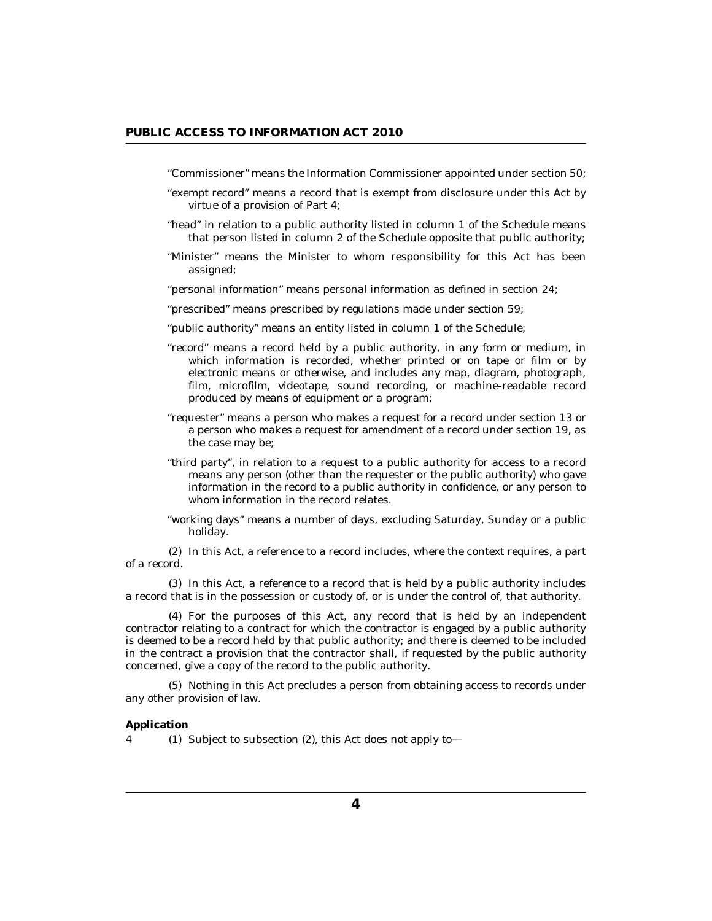"Commissioner" means the Information Commissioner appointed under section 50;

"exempt record" means a record that is exempt from disclosure under this Act by virtue of a provision of Part 4;

"head" in relation to a public authority listed in column 1 of the Schedule means that person listed in column 2 of the Schedule opposite that public authority;

"Minister" means the Minister to whom responsibility for this Act has been assigned;

"personal information" means personal information as defined in section 24;

"prescribed" means prescribed by regulations made under section 59;

"public authority" means an entity listed in column 1 of the Schedule;

"record" means a record held by a public authority, in any form or medium, in which information is recorded, whether printed or on tape or film or by electronic means or otherwise, and includes any map, diagram, photograph, film, microfilm, videotape, sound recording, or machine-readable record produced by means of equipment or a program;

"requester" means a person who makes a request for a record under section 13 or a person who makes a request for amendment of a record under section 19, as the case may be;

"third party", in relation to a request to a public authority for access to a record means any person (other than the requester or the public authority) who gave information in the record to a public authority in confidence, or any person to whom information in the record relates.

"working days" means a number of days, excluding Saturday, Sunday or a public holiday.

(2) In this Act, a reference to a record includes, where the context requires, a part of a record.

(3) In this Act, a reference to a record that is held by a public authority includes a record that is in the possession or custody of, or is under the control of, that authority.

(4) For the purposes of this Act, any record that is held by an independent contractor relating to a contract for which the contractor is engaged by a public authority is deemed to be a record held by that public authority; and there is deemed to be included in the contract a provision that the contractor shall, if requested by the public authority concerned, give a copy of the record to the public authority.

(5) Nothing in this Act precludes a person from obtaining access to records under any other provision of law.

**Application**

4 (1) Subject to subsection (2), this Act does not apply to—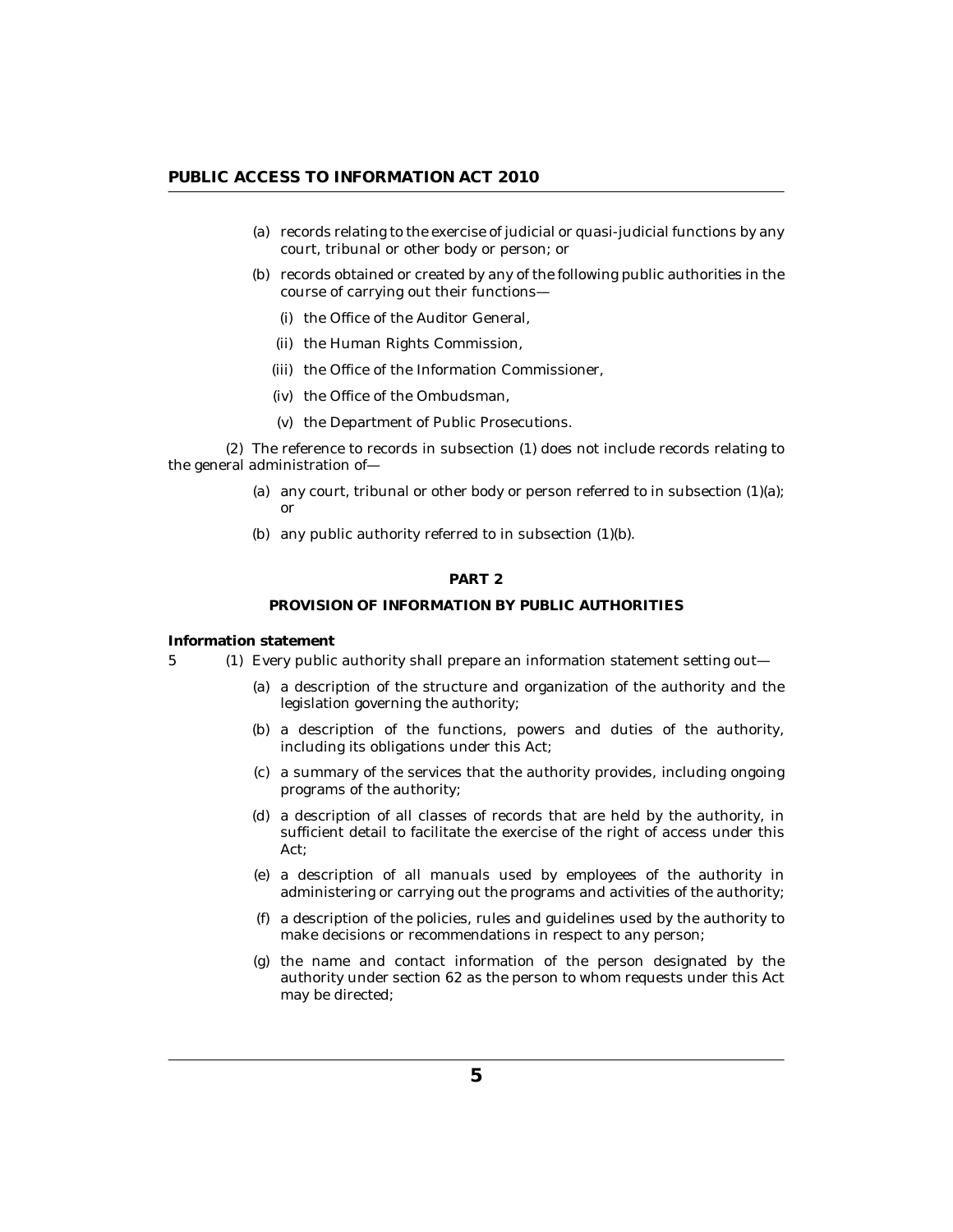(a) records relating to the exercise of judicial or quasi-judicial functions by any court, tribunal or other body or person; or

(b) records obtained or created by any of the following public authorities in the course of carrying out their functions—

(i) the Office of the Auditor General,

(ii) the Human Rights Commission,

(iii) the Office of the Information Commissioner,

(iv) the Office of the Ombudsman,

(v) the Department of Public Prosecutions.

(2) The reference to records in subsection (1) does not include records relating to the general administration of—

(a) any court, tribunal or other body or person referred to in subsection (1)(a); or

(b) any public authority referred to in subsection (1)(b).

## PART 2

## PROVISION OF INFORMATION BY PUBLIC AUTHORITIES

**Information statement**

5 (1) Every public authority shall prepare an information statement setting out—

(a) a description of the structure and organization of the authority and the legislation governing the authority;

(b) a description of the functions, powers and duties of the authority, including its obligations under this Act;

(c) a summary of the services that the authority provides, including ongoing programs of the authority;

(d) a description of all classes of records that are held by the authority, in sufficient detail to facilitate the exercise of the right of access under this Act;

(e) a description of all manuals used by employees of the authority in administering or carrying out the programs and activities of the authority;

(f) a description of the policies, rules and guidelines used by the authority to make decisions or recommendations in respect to any person;

(g) the name and contact information of the person designated by the authority under section 62 as the person to whom requests under this Act may be directed;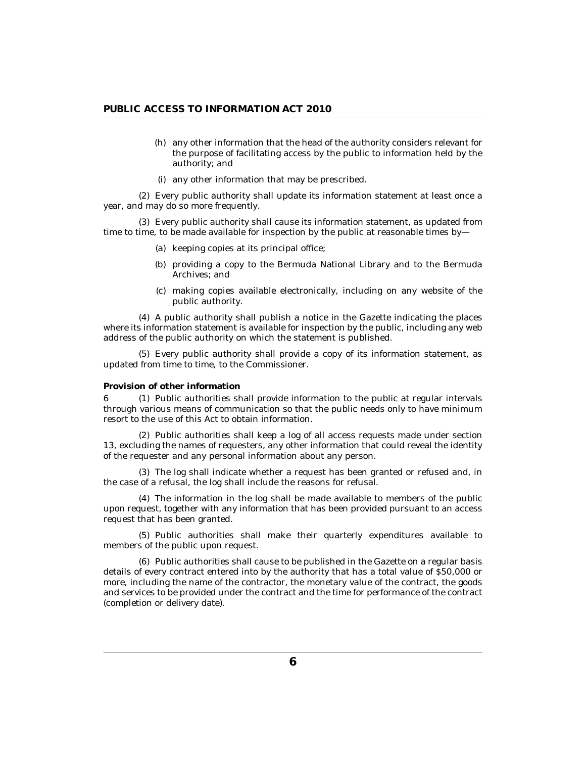(h) any other information that the head of the authority considers relevant for the purpose of facilitating access by the public to information held by the authority; and

(i) any other information that may be prescribed.

(2) Every public authority shall update its information statement at least once a year, and may do so more frequently.

(3) Every public authority shall cause its information statement, as updated from time to time, to be made available for inspection by the public at reasonable times by—

(a) keeping copies at its principal office;

(b) providing a copy to the Bermuda National Library and to the Bermuda Archives; and

(c) making copies available electronically, including on any website of the public authority.

(4) A public authority shall publish a notice in the Gazette indicating the places where its information statement is available for inspection by the public, including any web address of the public authority on which the statement is published.

(5) Every public authority shall provide a copy of its information statement, as updated from time to time, to the Commissioner.

**Provision of other information**

6 (1) Public authorities shall provide information to the public at regular intervals through various means of communication so that the public needs only to have minimum resort to the use of this Act to obtain information.

(2) Public authorities shall keep a log of all access requests made under section 13, excluding the names of requesters, any other information that could reveal the identity of the requester and any personal information about any person.

(3) The log shall indicate whether a request has been granted or refused and, in the case of a refusal, the log shall include the reasons for refusal.

(4) The information in the log shall be made available to members of the public upon request, together with any information that has been provided pursuant to an access request that has been granted.

(5) Public authorities shall make their quarterly expenditures available to members of the public upon request.

(6) Public authorities shall cause to be published in the Gazette on a regular basis details of every contract entered into by the authority that has a total value of $50,000 or more, including the name of the contractor, the monetary value of the contract, the goods and services to be provided under the contract and the time for performance of the contract (completion or delivery date).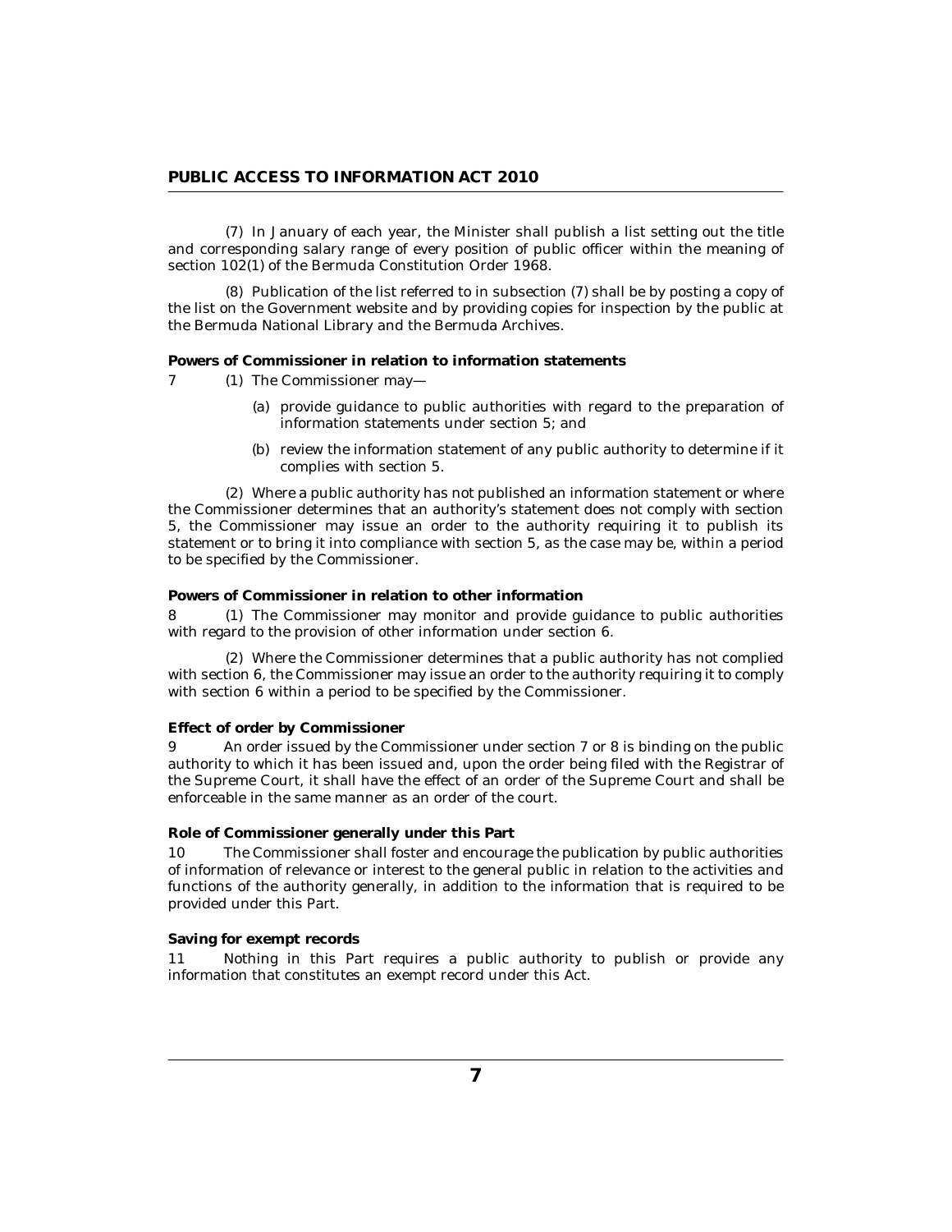(7) In January of each year, the Minister shall publish a list setting out the title and corresponding salary range of every position of public officer within the meaning of section 102(1) of the Bermuda Constitution Order 1968.

(8) Publication of the list referred to in subsection (7) shall be by posting a copy of the list on the Government website and by providing copies for inspection by the public at the Bermuda National Library and the Bermuda Archives.

**Powers of Commissioner in relation to information statements**

7 (1) The Commissioner may—

(a) provide guidance to public authorities with regard to the preparation of information statements under section 5; and

(b) review the information statement of any public authority to determine if it complies with section 5.

(2) Where a public authority has not published an information statement or where the Commissioner determines that an authority's statement does not comply with section 5, the Commissioner may issue an order to the authority requiring it to publish its statement or to bring it into compliance with section 5, as the case may be, within a period to be specified by the Commissioner.

**Powers of Commissioner in relation to other information**

8 (1) The Commissioner may monitor and provide guidance to public authorities with regard to the provision of other information under section 6.

(2) Where the Commissioner determines that a public authority has not complied with section 6, the Commissioner may issue an order to the authority requiring it to comply with section 6 within a period to be specified by the Commissioner.

**Effect of order by Commissioner**

9 An order issued by the Commissioner under section 7 or 8 is binding on the public authority to which it has been issued and, upon the order being filed with the Registrar of the Supreme Court, it shall have the effect of an order of the Supreme Court and shall be enforceable in the same manner as an order of the court.

**Role of Commissioner generally under this Part**

10 The Commissioner shall foster and encourage the publication by public authorities of information of relevance or interest to the general public in relation to the activities and functions of the authority generally, in addition to the information that is required to be provided under this Part.

**Saving for exempt records**

11 Nothing in this Part requires a public authority to publish or provide any information that constitutes an exempt record under this Act.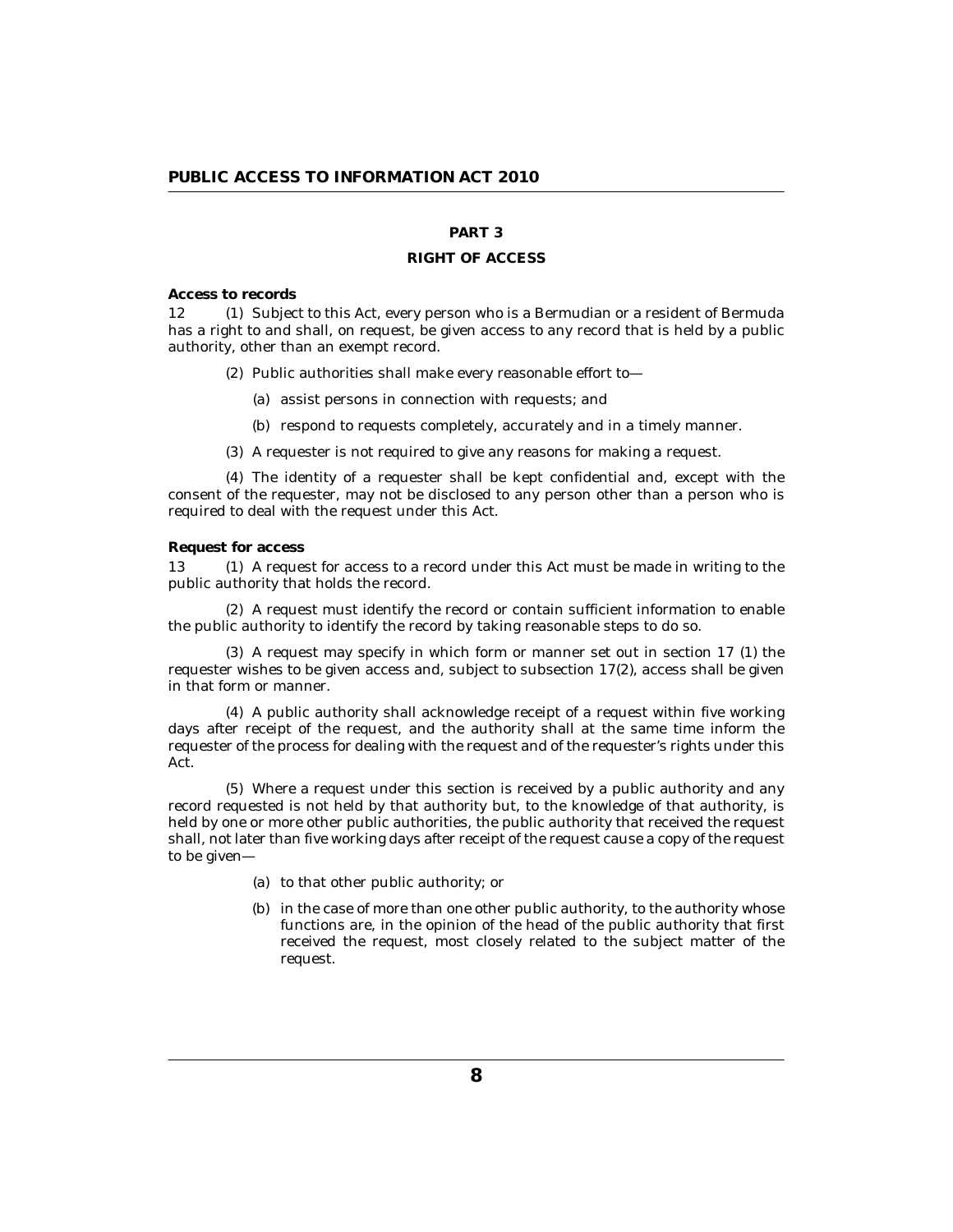## PART 3

## RIGHT OF ACCESS

**Access to records**

12 (1) Subject to this Act, every person who is a Bermudian or a resident of Bermuda has a right to and shall, on request, be given access to any record that is held by a public authority, other than an exempt record.

(2) Public authorities shall make every reasonable effort to—

(a) assist persons in connection with requests; and

(b) respond to requests completely, accurately and in a timely manner.

(3) A requester is not required to give any reasons for making a request.

(4) The identity of a requester shall be kept confidential and, except with the consent of the requester, may not be disclosed to any person other than a person who is required to deal with the request under this Act.

**Request for access**

13 (1) A request for access to a record under this Act must be made in writing to the public authority that holds the record.

(2) A request must identify the record or contain sufficient information to enable the public authority to identify the record by taking reasonable steps to do so.

(3) A request may specify in which form or manner set out in section 17 (1) the requester wishes to be given access and, subject to subsection 17(2), access shall be given in that form or manner.

(4) A public authority shall acknowledge receipt of a request within five working days after receipt of the request, and the authority shall at the same time inform the requester of the process for dealing with the request and of the requester's rights under this Act.

(5) Where a request under this section is received by a public authority and any record requested is not held by that authority but, to the knowledge of that authority, is held by one or more other public authorities, the public authority that received the request shall, not later than five working days after receipt of the request cause a copy of the request to be given—

(a) to that other public authority; or

(b) in the case of more than one other public authority, to the authority whose functions are, in the opinion of the head of the public authority that first received the request, most closely related to the subject matter of the request.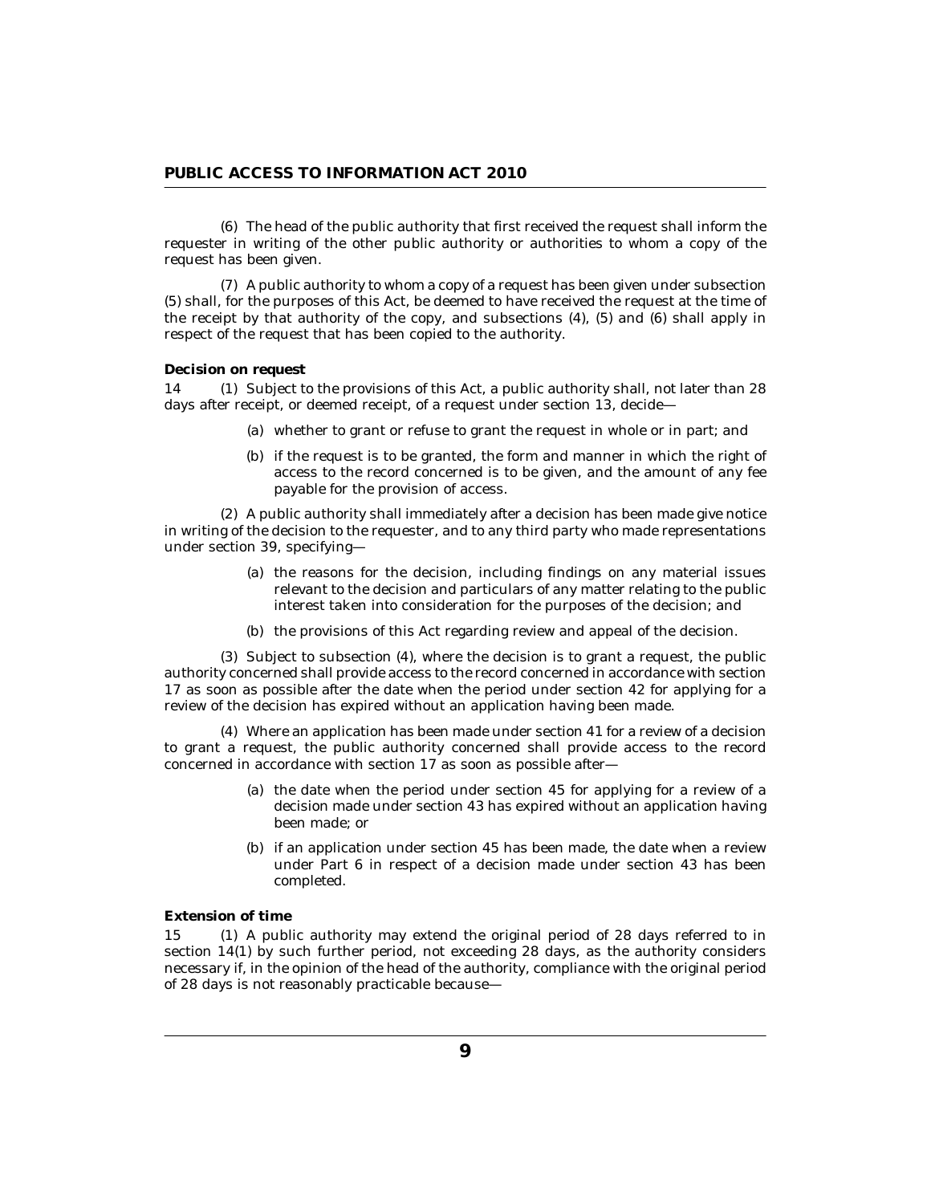(6) The head of the public authority that first received the request shall inform the requester in writing of the other public authority or authorities to whom a copy of the request has been given.

(7) A public authority to whom a copy of a request has been given under subsection (5) shall, for the purposes of this Act, be deemed to have received the request at the time of the receipt by that authority of the copy, and subsections (4), (5) and (6) shall apply in respect of the request that has been copied to the authority.

**Decision on request**

14 (1) Subject to the provisions of this Act, a public authority shall, not later than 28 days after receipt, or deemed receipt, of a request under section 13, decide—

(a) whether to grant or refuse to grant the request in whole or in part; and

(b) if the request is to be granted, the form and manner in which the right of access to the record concerned is to be given, and the amount of any fee payable for the provision of access.

(2) A public authority shall immediately after a decision has been made give notice in writing of the decision to the requester, and to any third party who made representations under section 39, specifying—

(a) the reasons for the decision, including findings on any material issues relevant to the decision and particulars of any matter relating to the public interest taken into consideration for the purposes of the decision; and

(b) the provisions of this Act regarding review and appeal of the decision.

(3) Subject to subsection (4), where the decision is to grant a request, the public authority concerned shall provide access to the record concerned in accordance with section 17 as soon as possible after the date when the period under section 42 for applying for a review of the decision has expired without an application having been made.

(4) Where an application has been made under section 41 for a review of a decision to grant a request, the public authority concerned shall provide access to the record concerned in accordance with section 17 as soon as possible after—

(a) the date when the period under section 45 for applying for a review of a decision made under section 43 has expired without an application having been made; or

(b) if an application under section 45 has been made, the date when a review under Part 6 in respect of a decision made under section 43 has been completed.

**Extension of time**

15 (1) A public authority may extend the original period of 28 days referred to in section 14(1) by such further period, not exceeding 28 days, as the authority considers necessary if, in the opinion of the head of the authority, compliance with the original period of 28 days is not reasonably practicable because—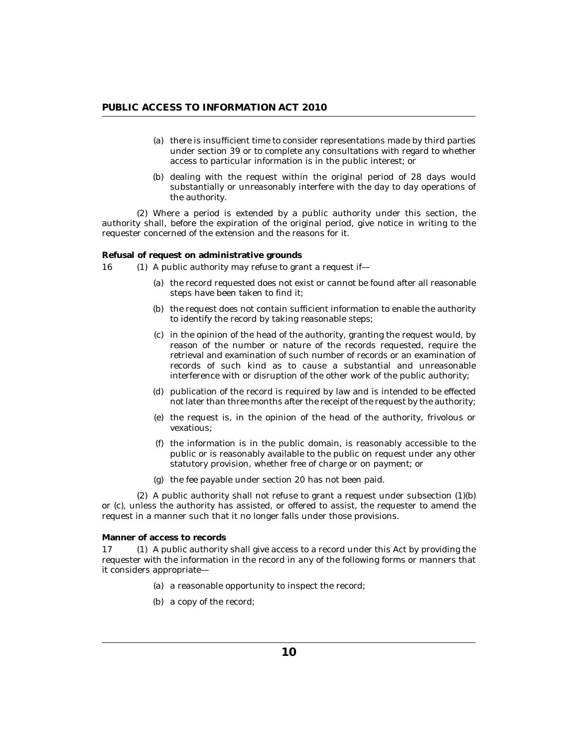(a) there is insufficient time to consider representations made by third parties under section 39 or to complete any consultations with regard to whether access to particular information is in the public interest; or

(b) dealing with the request within the original period of 28 days would substantially or unreasonably interfere with the day to day operations of the authority.

(2) Where a period is extended by a public authority under this section, the authority shall, before the expiration of the original period, give notice in writing to the requester concerned of the extension and the reasons for it.

**Refusal of request on administrative grounds**

16 (1) A public authority may refuse to grant a request if—

(a) the record requested does not exist or cannot be found after all reasonable steps have been taken to find it;

(b) the request does not contain sufficient information to enable the authority to identify the record by taking reasonable steps;

(c) in the opinion of the head of the authority, granting the request would, by reason of the number or nature of the records requested, require the retrieval and examination of such number of records or an examination of records of such kind as to cause a substantial and unreasonable interference with or disruption of the other work of the public authority;

(d) publication of the record is required by law and is intended to be effected not later than three months after the receipt of the request by the authority;

(e) the request is, in the opinion of the head of the authority, frivolous or vexatious;

(f) the information is in the public domain, is reasonably accessible to the public or is reasonably available to the public on request under any other statutory provision, whether free of charge or on payment; or

(g) the fee payable under section 20 has not been paid.

(2) A public authority shall not refuse to grant a request under subsection (1)(b) or (c), unless the authority has assisted, or offered to assist, the requester to amend the request in a manner such that it no longer falls under those provisions.

**Manner of access to records**

17 (1) A public authority shall give access to a record under this Act by providing the requester with the information in the record in any of the following forms or manners that it considers appropriate—

(a) a reasonable opportunity to inspect the record;

(b) a copy of the record;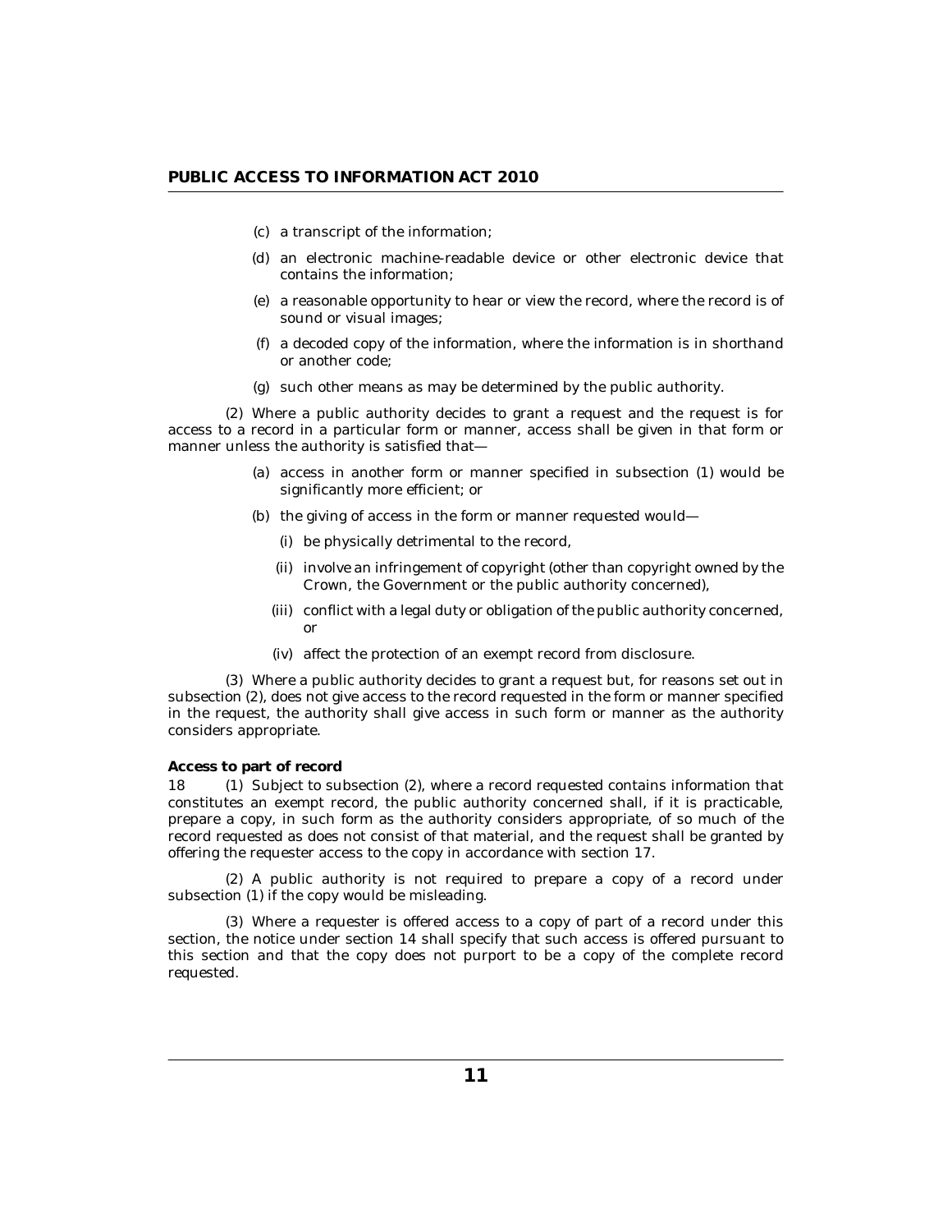(c) a transcript of the information;

(d) an electronic machine-readable device or other electronic device that contains the information;

(e) a reasonable opportunity to hear or view the record, where the record is of sound or visual images;

(f) a decoded copy of the information, where the information is in shorthand or another code;

(g) such other means as may be determined by the public authority.

(2) Where a public authority decides to grant a request and the request is for access to a record in a particular form or manner, access shall be given in that form or manner unless the authority is satisfied that—

(a) access in another form or manner specified in subsection (1) would be significantly more efficient; or

(b) the giving of access in the form or manner requested would—

(i) be physically detrimental to the record,

(ii) involve an infringement of copyright (other than copyright owned by the Crown, the Government or the public authority concerned),

(iii) conflict with a legal duty or obligation of the public authority concerned, or

(iv) affect the protection of an exempt record from disclosure.

(3) Where a public authority decides to grant a request but, for reasons set out in subsection (2), does not give access to the record requested in the form or manner specified in the request, the authority shall give access in such form or manner as the authority considers appropriate.

**Access to part of record**

18 (1) Subject to subsection (2), where a record requested contains information that constitutes an exempt record, the public authority concerned shall, if it is practicable, prepare a copy, in such form as the authority considers appropriate, of so much of the record requested as does not consist of that material, and the request shall be granted by offering the requester access to the copy in accordance with section 17.

(2) A public authority is not required to prepare a copy of a record under subsection (1) if the copy would be misleading.

(3) Where a requester is offered access to a copy of part of a record under this section, the notice under section 14 shall specify that such access is offered pursuant to this section and that the copy does not purport to be a copy of the complete record requested.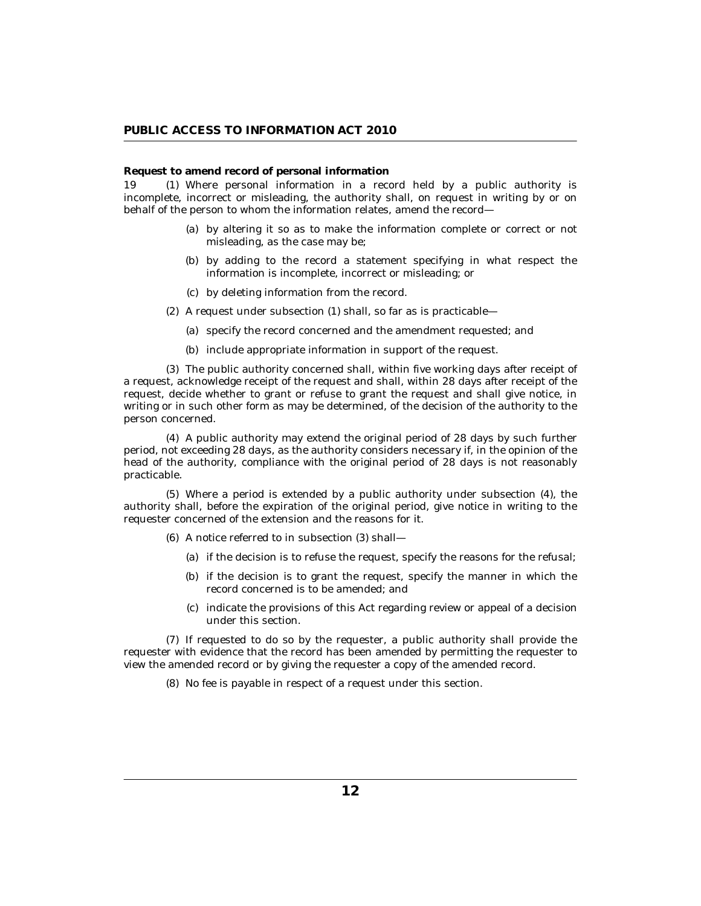**Request to amend record of personal information**

19 (1) Where personal information in a record held by a public authority is incomplete, incorrect or misleading, the authority shall, on request in writing by or on behalf of the person to whom the information relates, amend the record—

(a) by altering it so as to make the information complete or correct or not misleading, as the case may be;

(b) by adding to the record a statement specifying in what respect the information is incomplete, incorrect or misleading; or

(c) by deleting information from the record.

(2) A request under subsection (1) shall, so far as is practicable—

(a) specify the record concerned and the amendment requested; and

(b) include appropriate information in support of the request.

(3) The public authority concerned shall, within five working days after receipt of a request, acknowledge receipt of the request and shall, within 28 days after receipt of the request, decide whether to grant or refuse to grant the request and shall give notice, in writing or in such other form as may be determined, of the decision of the authority to the person concerned.

(4) A public authority may extend the original period of 28 days by such further period, not exceeding 28 days, as the authority considers necessary if, in the opinion of the head of the authority, compliance with the original period of 28 days is not reasonably practicable.

(5) Where a period is extended by a public authority under subsection (4), the authority shall, before the expiration of the original period, give notice in writing to the requester concerned of the extension and the reasons for it.

(6) A notice referred to in subsection (3) shall—

(a) if the decision is to refuse the request, specify the reasons for the refusal;

(b) if the decision is to grant the request, specify the manner in which the record concerned is to be amended; and

(c) indicate the provisions of this Act regarding review or appeal of a decision under this section.

(7) If requested to do so by the requester, a public authority shall provide the requester with evidence that the record has been amended by permitting the requester to view the amended record or by giving the requester a copy of the amended record.

(8) No fee is payable in respect of a request under this section.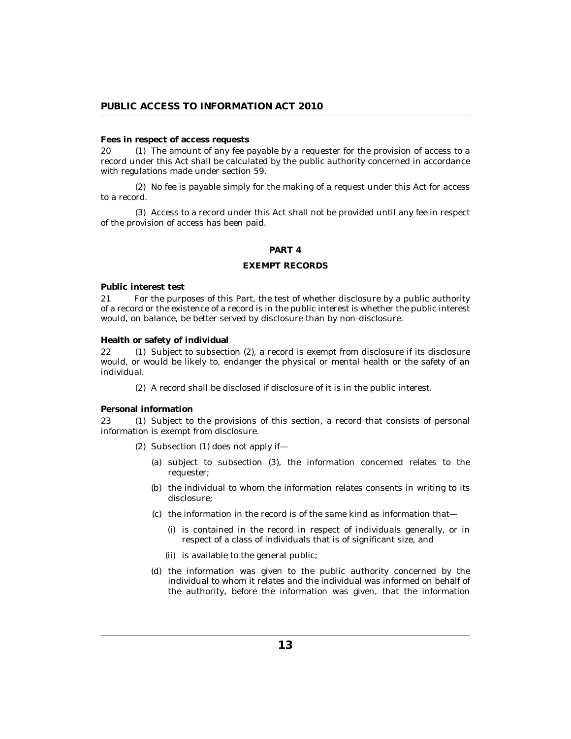**Fees in respect of access requests**

20 (1) The amount of any fee payable by a requester for the provision of access to a record under this Act shall be calculated by the public authority concerned in accordance with regulations made under section 59.

(2) No fee is payable simply for the making of a request under this Act for access to a record.

(3) Access to a record under this Act shall not be provided until any fee in respect of the provision of access has been paid.

## PART 4

## EXEMPT RECORDS

**Public interest test**

21 For the purposes of this Part, the test of whether disclosure by a public authority of a record or the existence of a record is in the public interest is whether the public interest would, on balance, be better served by disclosure than by non-disclosure.

**Health or safety of individual**

22 (1) Subject to subsection (2), a record is exempt from disclosure if its disclosure would, or would be likely to, endanger the physical or mental health or the safety of an individual.

(2) A record shall be disclosed if disclosure of it is in the public interest.

**Personal information**

23 (1) Subject to the provisions of this section, a record that consists of personal information is exempt from disclosure.

(2) Subsection (1) does not apply if—

(a) subject to subsection (3), the information concerned relates to the requester;

(b) the individual to whom the information relates consents in writing to its disclosure;

(c) the information in the record is of the same kind as information that—

(i) is contained in the record in respect of individuals generally, or in respect of a class of individuals that is of significant size, and

(ii) is available to the general public;

(d) the information was given to the public authority concerned by the individual to whom it relates and the individual was informed on behalf of the authority, before the information was given, that the information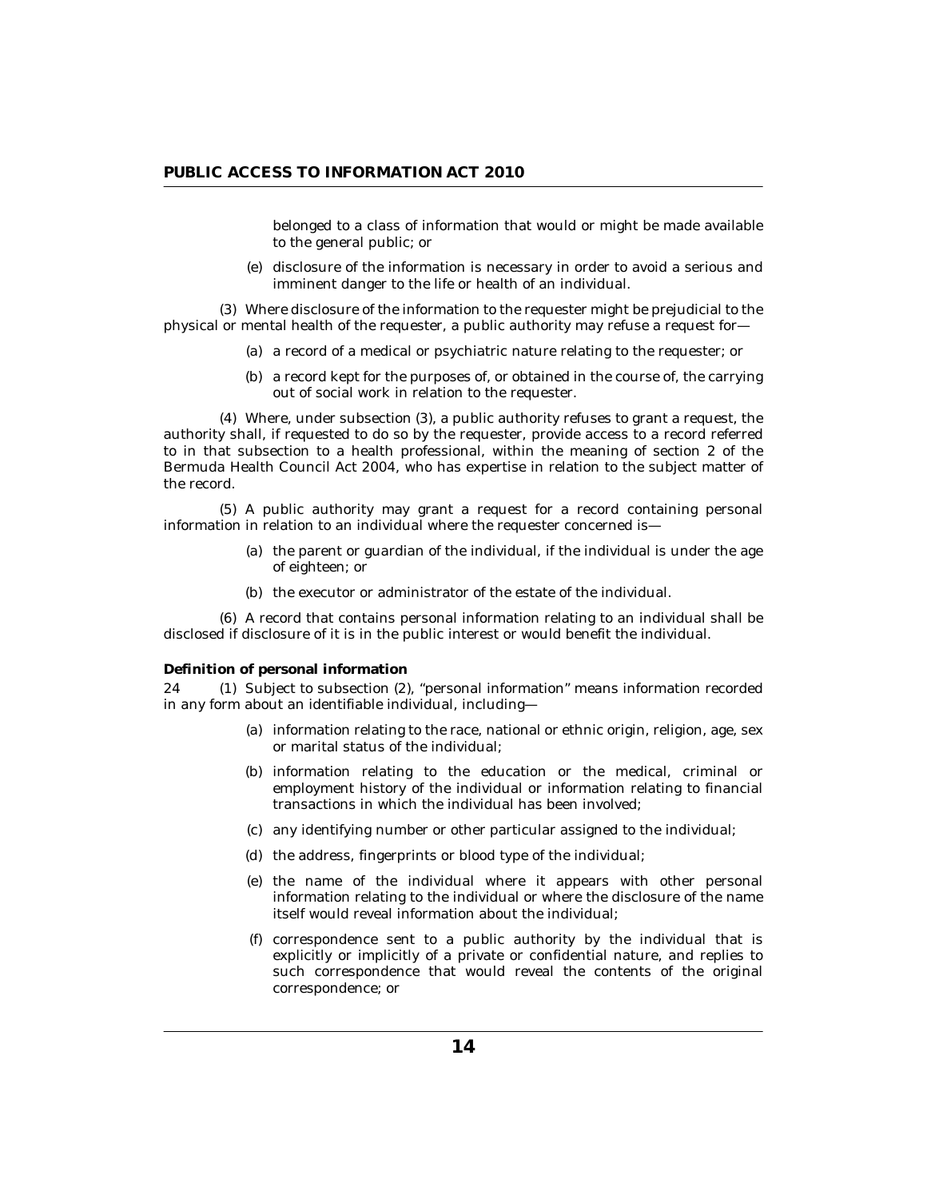belonged to a class of information that would or might be made available to the general public; or

(e) disclosure of the information is necessary in order to avoid a serious and imminent danger to the life or health of an individual.

(3) Where disclosure of the information to the requester might be prejudicial to the physical or mental health of the requester, a public authority may refuse a request for—

(a) a record of a medical or psychiatric nature relating to the requester; or

(b) a record kept for the purposes of, or obtained in the course of, the carrying out of social work in relation to the requester.

(4) Where, under subsection (3), a public authority refuses to grant a request, the authority shall, if requested to do so by the requester, provide access to a record referred to in that subsection to a health professional, within the meaning of section 2 of the Bermuda Health Council Act 2004, who has expertise in relation to the subject matter of the record.

(5) A public authority may grant a request for a record containing personal information in relation to an individual where the requester concerned is—

(a) the parent or guardian of the individual, if the individual is under the age of eighteen; or

(b) the executor or administrator of the estate of the individual.

(6) A record that contains personal information relating to an individual shall be disclosed if disclosure of it is in the public interest or would benefit the individual.

**Definition of personal information**

24 (1) Subject to subsection (2), "personal information" means information recorded in any form about an identifiable individual, including—

(a) information relating to the race, national or ethnic origin, religion, age, sex or marital status of the individual;

(b) information relating to the education or the medical, criminal or employment history of the individual or information relating to financial transactions in which the individual has been involved;

(c) any identifying number or other particular assigned to the individual;

(d) the address, fingerprints or blood type of the individual;

(e) the name of the individual where it appears with other personal information relating to the individual or where the disclosure of the name itself would reveal information about the individual;

(f) correspondence sent to a public authority by the individual that is explicitly or implicitly of a private or confidential nature, and replies to such correspondence that would reveal the contents of the original correspondence; or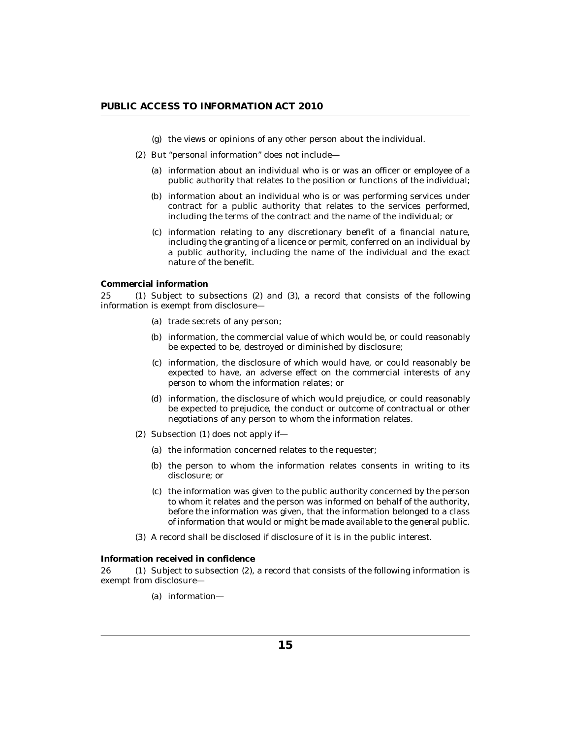(g) the views or opinions of any other person about the individual.

(2) But "personal information" does not include—

(a) information about an individual who is or was an officer or employee of a public authority that relates to the position or functions of the individual;

(b) information about an individual who is or was performing services under contract for a public authority that relates to the services performed, including the terms of the contract and the name of the individual; or

(c) information relating to any discretionary benefit of a financial nature, including the granting of a licence or permit, conferred on an individual by a public authority, including the name of the individual and the exact nature of the benefit.

**Commercial information**

25 (1) Subject to subsections (2) and (3), a record that consists of the following information is exempt from disclosure—

(a) trade secrets of any person;

(b) information, the commercial value of which would be, or could reasonably be expected to be, destroyed or diminished by disclosure;

(c) information, the disclosure of which would have, or could reasonably be expected to have, an adverse effect on the commercial interests of any person to whom the information relates; or

(d) information, the disclosure of which would prejudice, or could reasonably be expected to prejudice, the conduct or outcome of contractual or other negotiations of any person to whom the information relates.

(2) Subsection (1) does not apply if—

(a) the information concerned relates to the requester;

(b) the person to whom the information relates consents in writing to its disclosure; or

(c) the information was given to the public authority concerned by the person to whom it relates and the person was informed on behalf of the authority, before the information was given, that the information belonged to a class of information that would or might be made available to the general public.

(3) A record shall be disclosed if disclosure of it is in the public interest.

**Information received in confidence**

26 (1) Subject to subsection (2), a record that consists of the following information is exempt from disclosure—

(a) information—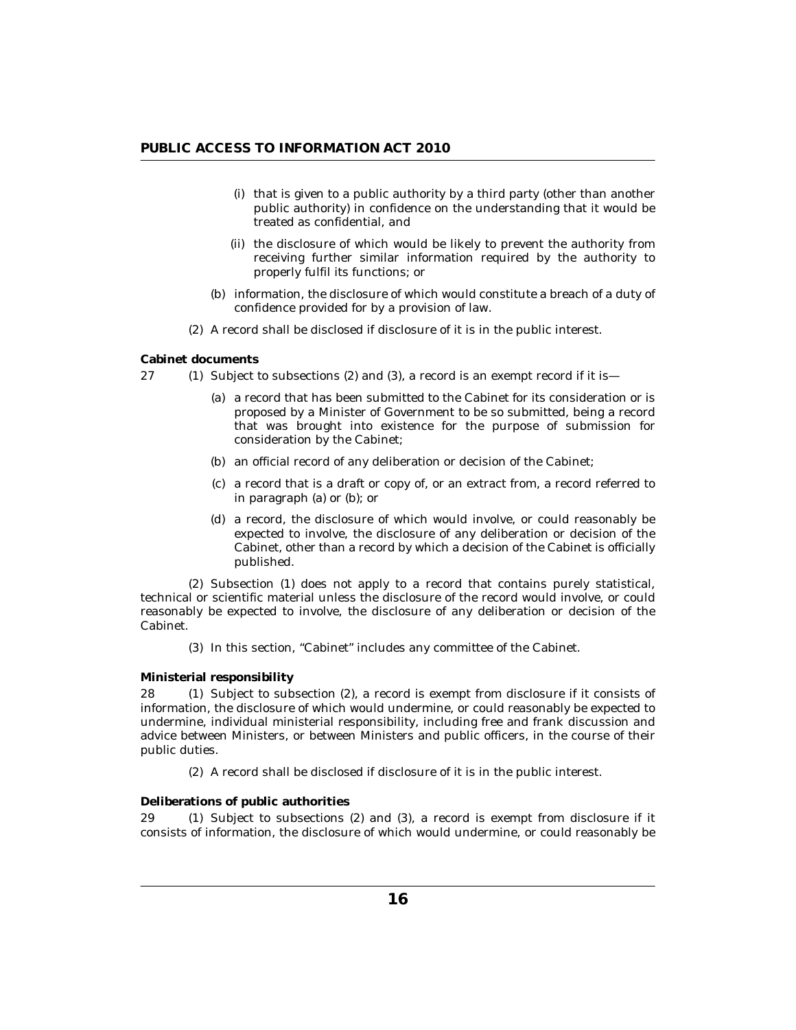(i) that is given to a public authority by a third party (other than another public authority) in confidence on the understanding that it would be treated as confidential, and

(ii) the disclosure of which would be likely to prevent the authority from receiving further similar information required by the authority to properly fulfil its functions; or

(b) information, the disclosure of which would constitute a breach of a duty of confidence provided for by a provision of law.

(2) A record shall be disclosed if disclosure of it is in the public interest.

**Cabinet documents**

27 (1) Subject to subsections (2) and (3), a record is an exempt record if it is—

(a) a record that has been submitted to the Cabinet for its consideration or is proposed by a Minister of Government to be so submitted, being a record that was brought into existence for the purpose of submission for consideration by the Cabinet;

(b) an official record of any deliberation or decision of the Cabinet;

(c) a record that is a draft or copy of, or an extract from, a record referred to in paragraph (a) or (b); or

(d) a record, the disclosure of which would involve, or could reasonably be expected to involve, the disclosure of any deliberation or decision of the Cabinet, other than a record by which a decision of the Cabinet is officially published.

(2) Subsection (1) does not apply to a record that contains purely statistical, technical or scientific material unless the disclosure of the record would involve, or could reasonably be expected to involve, the disclosure of any deliberation or decision of the Cabinet.

(3) In this section, "Cabinet" includes any committee of the Cabinet.

**Ministerial responsibility**

28 (1) Subject to subsection (2), a record is exempt from disclosure if it consists of information, the disclosure of which would undermine, or could reasonably be expected to undermine, individual ministerial responsibility, including free and frank discussion and advice between Ministers, or between Ministers and public officers, in the course of their public duties.

(2) A record shall be disclosed if disclosure of it is in the public interest.

**Deliberations of public authorities**

29 (1) Subject to subsections (2) and (3), a record is exempt from disclosure if it consists of information, the disclosure of which would undermine, or could reasonably be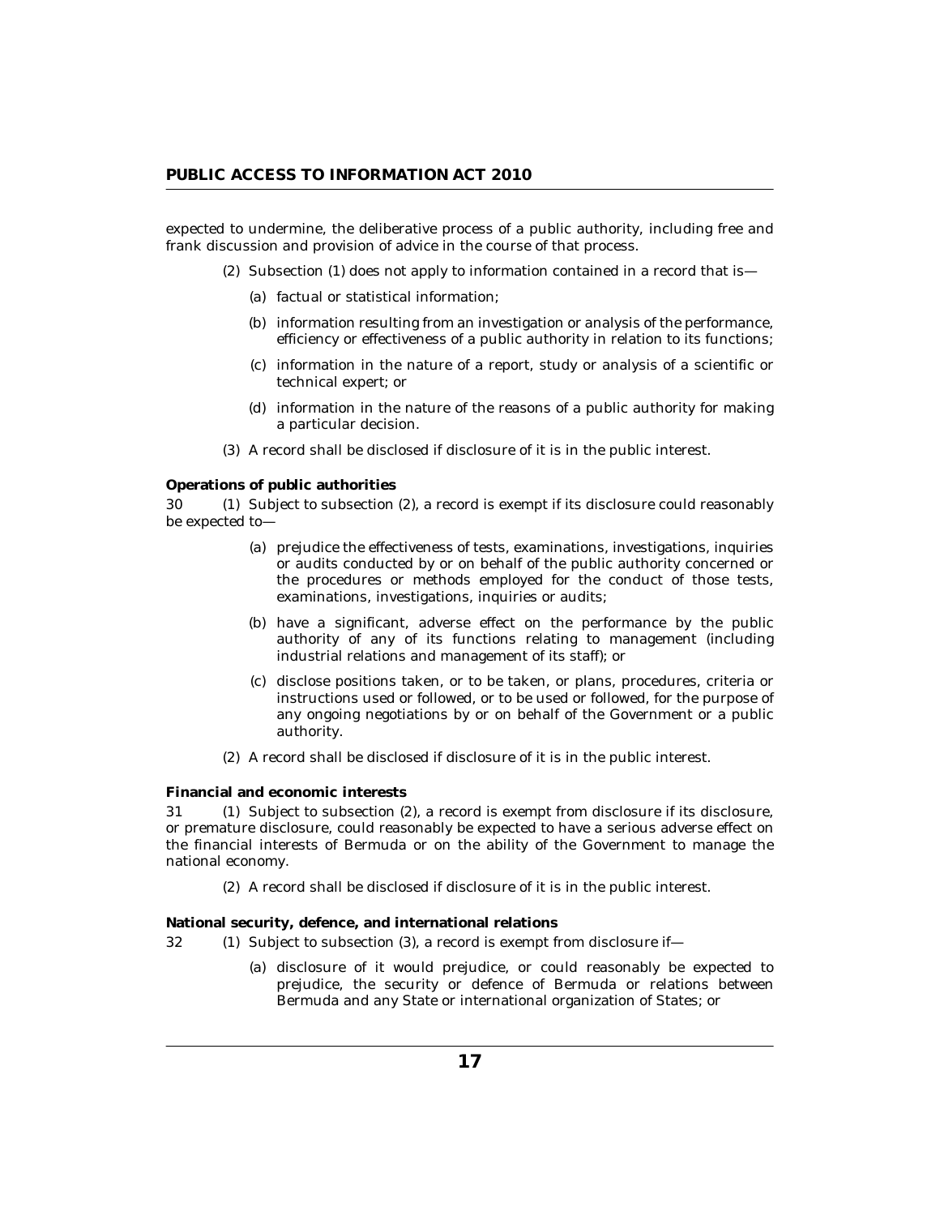expected to undermine, the deliberative process of a public authority, including free and frank discussion and provision of advice in the course of that process.

(2) Subsection (1) does not apply to information contained in a record that is—

(a) factual or statistical information;

(b) information resulting from an investigation or analysis of the performance, efficiency or effectiveness of a public authority in relation to its functions;

(c) information in the nature of a report, study or analysis of a scientific or technical expert; or

(d) information in the nature of the reasons of a public authority for making a particular decision.

(3) A record shall be disclosed if disclosure of it is in the public interest.

**Operations of public authorities**

30 (1) Subject to subsection (2), a record is exempt if its disclosure could reasonably be expected to—

(a) prejudice the effectiveness of tests, examinations, investigations, inquiries or audits conducted by or on behalf of the public authority concerned or the procedures or methods employed for the conduct of those tests, examinations, investigations, inquiries or audits;

(b) have a significant, adverse effect on the performance by the public authority of any of its functions relating to management (including industrial relations and management of its staff); or

(c) disclose positions taken, or to be taken, or plans, procedures, criteria or instructions used or followed, or to be used or followed, for the purpose of any ongoing negotiations by or on behalf of the Government or a public authority.

(2) A record shall be disclosed if disclosure of it is in the public interest.

**Financial and economic interests**

31 (1) Subject to subsection (2), a record is exempt from disclosure if its disclosure, or premature disclosure, could reasonably be expected to have a serious adverse effect on the financial interests of Bermuda or on the ability of the Government to manage the national economy.

(2) A record shall be disclosed if disclosure of it is in the public interest.

**National security, defence, and international relations**

32 (1) Subject to subsection (3), a record is exempt from disclosure if—

(a) disclosure of it would prejudice, or could reasonably be expected to prejudice, the security or defence of Bermuda or relations between Bermuda and any State or international organization of States; or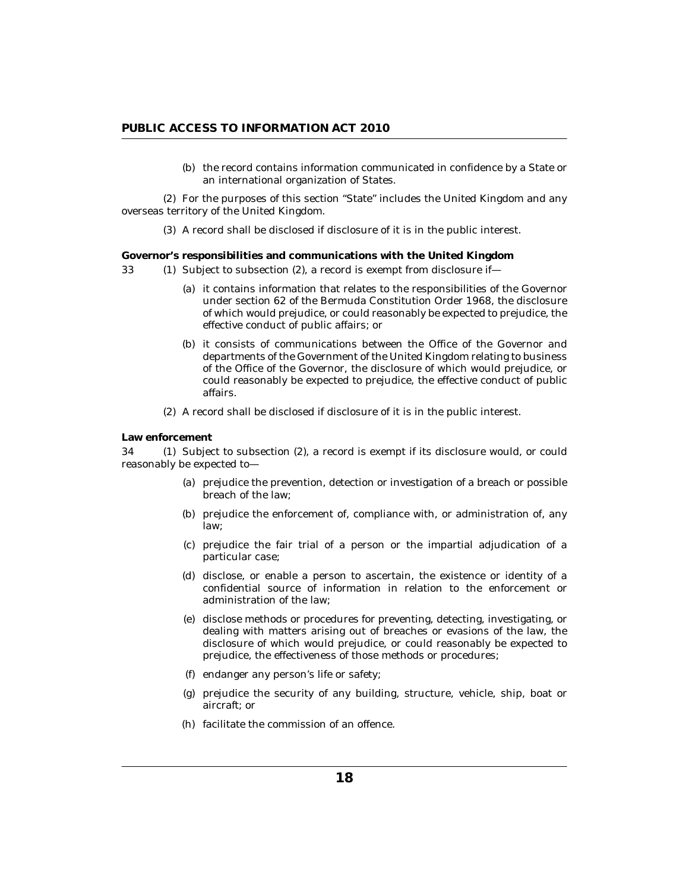(b) the record contains information communicated in confidence by a State or an international organization of States.

(2) For the purposes of this section "State" includes the United Kingdom and any overseas territory of the United Kingdom.

(3) A record shall be disclosed if disclosure of it is in the public interest.

**Governor's responsibilities and communications with the United Kingdom**

33 (1) Subject to subsection (2), a record is exempt from disclosure if—

(a) it contains information that relates to the responsibilities of the Governor under section 62 of the Bermuda Constitution Order 1968, the disclosure of which would prejudice, or could reasonably be expected to prejudice, the effective conduct of public affairs; or

(b) it consists of communications between the Office of the Governor and departments of the Government of the United Kingdom relating to business of the Office of the Governor, the disclosure of which would prejudice, or could reasonably be expected to prejudice, the effective conduct of public affairs.

(2) A record shall be disclosed if disclosure of it is in the public interest.

**Law enforcement**

34 (1) Subject to subsection (2), a record is exempt if its disclosure would, or could reasonably be expected to—

(a) prejudice the prevention, detection or investigation of a breach or possible breach of the law;

(b) prejudice the enforcement of, compliance with, or administration of, any law;

(c) prejudice the fair trial of a person or the impartial adjudication of a particular case;

(d) disclose, or enable a person to ascertain, the existence or identity of a confidential source of information in relation to the enforcement or administration of the law;

(e) disclose methods or procedures for preventing, detecting, investigating, or dealing with matters arising out of breaches or evasions of the law, the disclosure of which would prejudice, or could reasonably be expected to prejudice, the effectiveness of those methods or procedures;

(f) endanger any person's life or safety;

(g) prejudice the security of any building, structure, vehicle, ship, boat or aircraft; or

(h) facilitate the commission of an offence.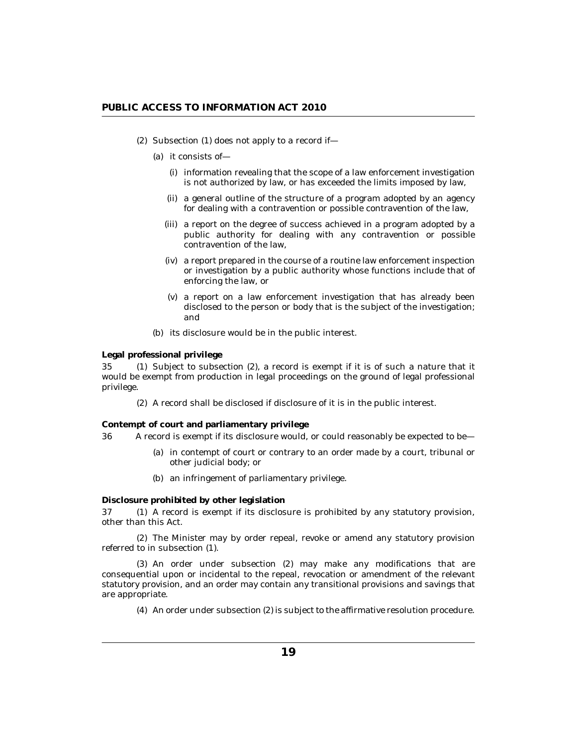(2) Subsection (1) does not apply to a record if—

(a) it consists of—

(i) information revealing that the scope of a law enforcement investigation is not authorized by law, or has exceeded the limits imposed by law,

(ii) a general outline of the structure of a program adopted by an agency for dealing with a contravention or possible contravention of the law,

(iii) a report on the degree of success achieved in a program adopted by a public authority for dealing with any contravention or possible contravention of the law,

(iv) a report prepared in the course of a routine law enforcement inspection or investigation by a public authority whose functions include that of enforcing the law, or

(v) a report on a law enforcement investigation that has already been disclosed to the person or body that is the subject of the investigation; and

(b) its disclosure would be in the public interest.

**Legal professional privilege**

35 (1) Subject to subsection (2), a record is exempt if it is of such a nature that it would be exempt from production in legal proceedings on the ground of legal professional privilege.

(2) A record shall be disclosed if disclosure of it is in the public interest.

**Contempt of court and parliamentary privilege**

36 A record is exempt if its disclosure would, or could reasonably be expected to be—

(a) in contempt of court or contrary to an order made by a court, tribunal or other judicial body; or

(b) an infringement of parliamentary privilege.

**Disclosure prohibited by other legislation**

37 (1) A record is exempt if its disclosure is prohibited by any statutory provision, other than this Act.

(2) The Minister may by order repeal, revoke or amend any statutory provision referred to in subsection (1).

(3) An order under subsection (2) may make any modifications that are consequential upon or incidental to the repeal, revocation or amendment of the relevant statutory provision, and an order may contain any transitional provisions and savings that are appropriate.

(4) An order under subsection (2) is subject to the affirmative resolution procedure.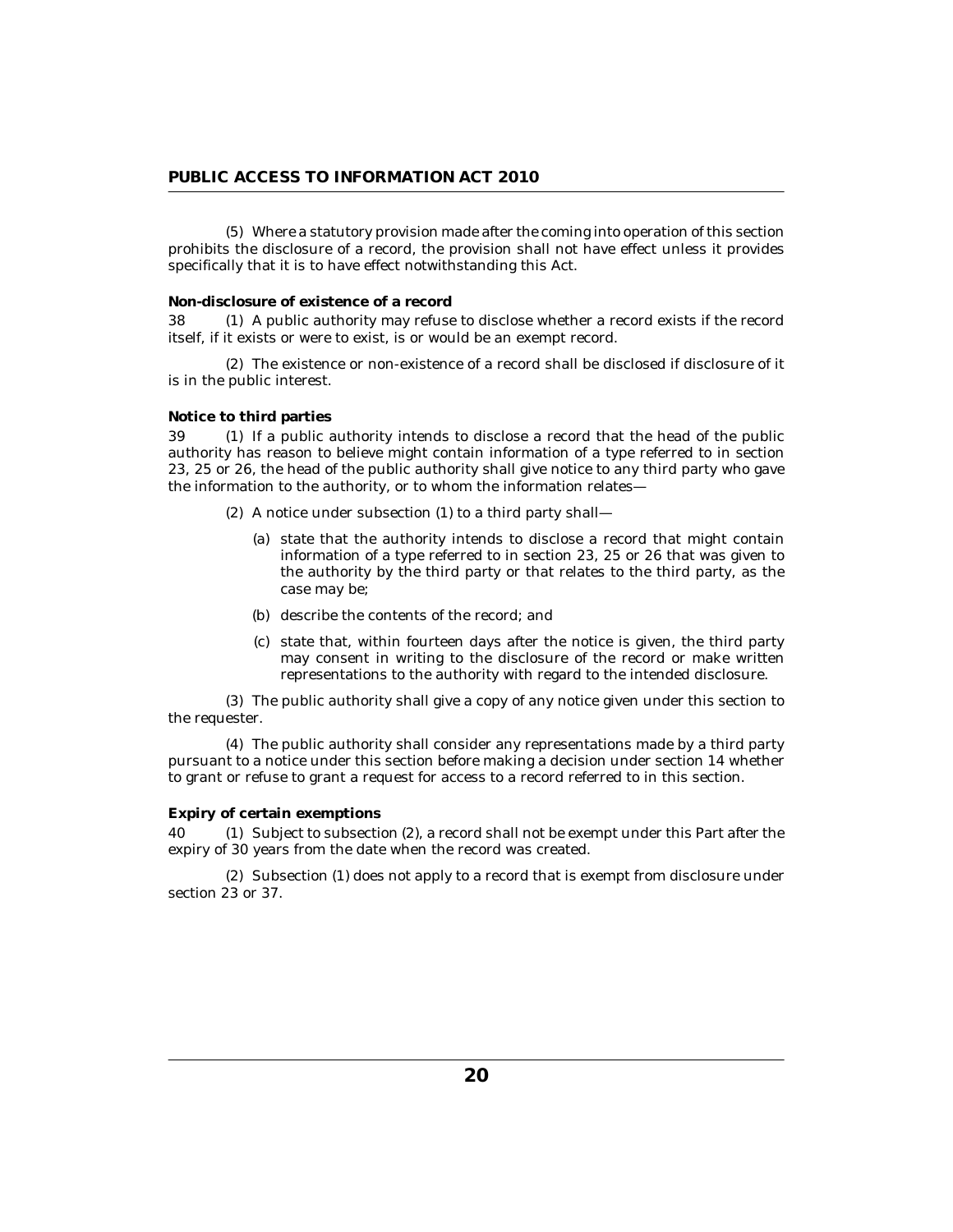(5) Where a statutory provision made after the coming into operation of this section prohibits the disclosure of a record, the provision shall not have effect unless it provides specifically that it is to have effect notwithstanding this Act.

**Non-disclosure of existence of a record**

38 (1) A public authority may refuse to disclose whether a record exists if the record itself, if it exists or were to exist, is or would be an exempt record.

(2) The existence or non-existence of a record shall be disclosed if disclosure of it is in the public interest.

**Notice to third parties**

39 (1) If a public authority intends to disclose a record that the head of the public authority has reason to believe might contain information of a type referred to in section 23, 25 or 26, the head of the public authority shall give notice to any third party who gave the information to the authority, or to whom the information relates—

(2) A notice under subsection (1) to a third party shall—

(a) state that the authority intends to disclose a record that might contain information of a type referred to in section 23, 25 or 26 that was given to the authority by the third party or that relates to the third party, as the case may be;

(b) describe the contents of the record; and

(c) state that, within fourteen days after the notice is given, the third party may consent in writing to the disclosure of the record or make written representations to the authority with regard to the intended disclosure.

(3) The public authority shall give a copy of any notice given under this section to the requester.

(4) The public authority shall consider any representations made by a third party pursuant to a notice under this section before making a decision under section 14 whether to grant or refuse to grant a request for access to a record referred to in this section.

**Expiry of certain exemptions**

40 (1) Subject to subsection (2), a record shall not be exempt under this Part after the expiry of 30 years from the date when the record was created.

(2) Subsection (1) does not apply to a record that is exempt from disclosure under section 23 or 37.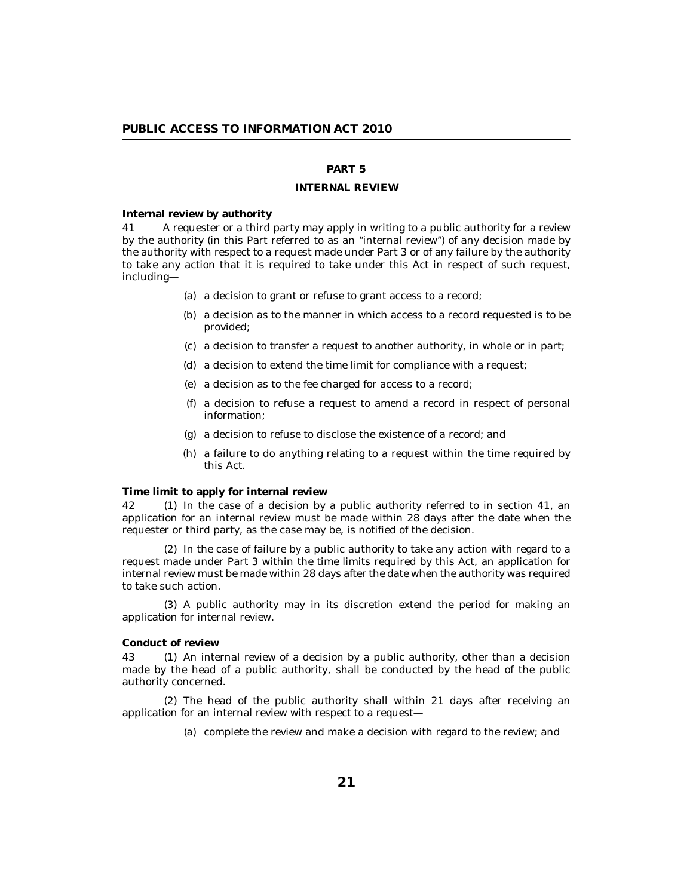## PART 5

## INTERNAL REVIEW

**Internal review by authority**

41 A requester or a third party may apply in writing to a public authority for a review by the authority (in this Part referred to as an "internal review") of any decision made by the authority with respect to a request made under Part 3 or of any failure by the authority to take any action that it is required to take under this Act in respect of such request, including—

(a) a decision to grant or refuse to grant access to a record;

(b) a decision as to the manner in which access to a record requested is to be provided;

(c) a decision to transfer a request to another authority, in whole or in part;

(d) a decision to extend the time limit for compliance with a request;

(e) a decision as to the fee charged for access to a record;

(f) a decision to refuse a request to amend a record in respect of personal information;

(g) a decision to refuse to disclose the existence of a record; and

(h) a failure to do anything relating to a request within the time required by this Act.

**Time limit to apply for internal review**

42 (1) In the case of a decision by a public authority referred to in section 41, an application for an internal review must be made within 28 days after the date when the requester or third party, as the case may be, is notified of the decision.

(2) In the case of failure by a public authority to take any action with regard to a request made under Part 3 within the time limits required by this Act, an application for internal review must be made within 28 days after the date when the authority was required to take such action.

(3) A public authority may in its discretion extend the period for making an application for internal review.

**Conduct of review**

43 (1) An internal review of a decision by a public authority, other than a decision made by the head of a public authority, shall be conducted by the head of the public authority concerned.

(2) The head of the public authority shall within 21 days after receiving an application for an internal review with respect to a request—

(a) complete the review and make a decision with regard to the review; and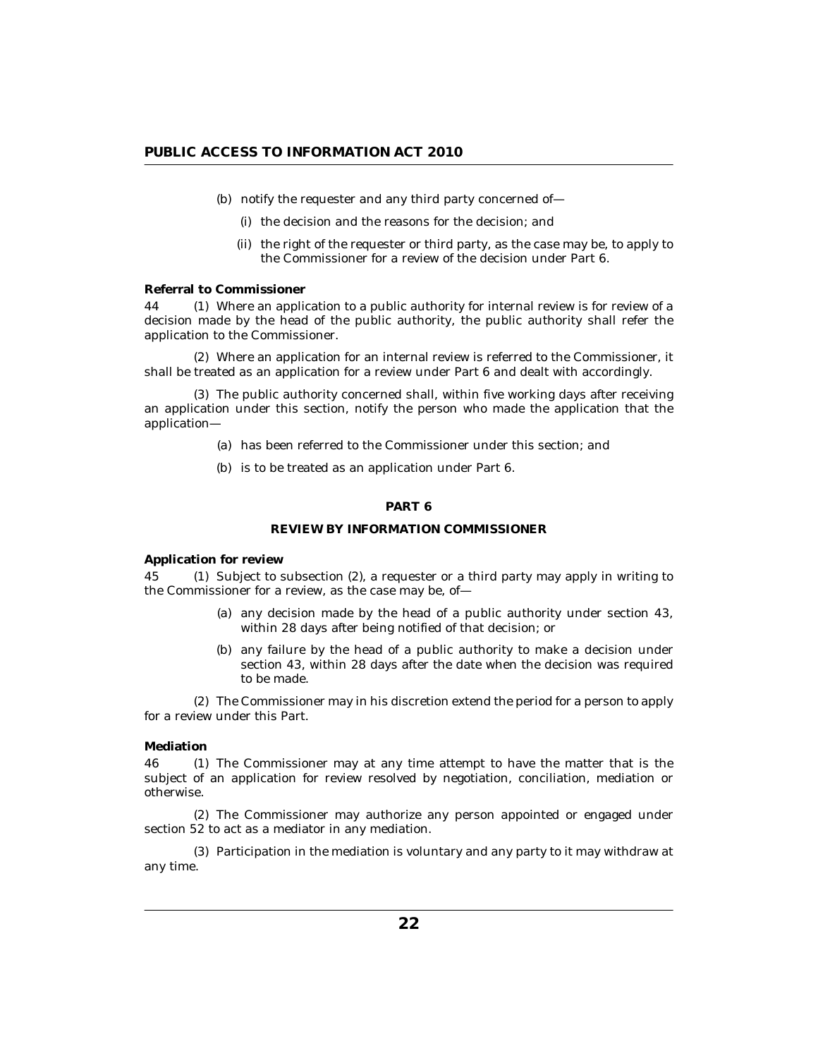(b) notify the requester and any third party concerned of—

(i) the decision and the reasons for the decision; and

(ii) the right of the requester or third party, as the case may be, to apply to the Commissioner for a review of the decision under Part 6.

**Referral to Commissioner**

44 (1) Where an application to a public authority for internal review is for review of a decision made by the head of the public authority, the public authority shall refer the application to the Commissioner.

(2) Where an application for an internal review is referred to the Commissioner, it shall be treated as an application for a review under Part 6 and dealt with accordingly.

(3) The public authority concerned shall, within five working days after receiving an application under this section, notify the person who made the application that the application—

(a) has been referred to the Commissioner under this section; and

(b) is to be treated as an application under Part 6.

## PART 6

## REVIEW BY INFORMATION COMMISSIONER

**Application for review**

45 (1) Subject to subsection (2), a requester or a third party may apply in writing to the Commissioner for a review, as the case may be, of—

(a) any decision made by the head of a public authority under section 43, within 28 days after being notified of that decision; or

(b) any failure by the head of a public authority to make a decision under section 43, within 28 days after the date when the decision was required to be made.

(2) The Commissioner may in his discretion extend the period for a person to apply for a review under this Part.

**Mediation**

46 (1) The Commissioner may at any time attempt to have the matter that is the subject of an application for review resolved by negotiation, conciliation, mediation or otherwise.

(2) The Commissioner may authorize any person appointed or engaged under section 52 to act as a mediator in any mediation.

(3) Participation in the mediation is voluntary and any party to it may withdraw at any time.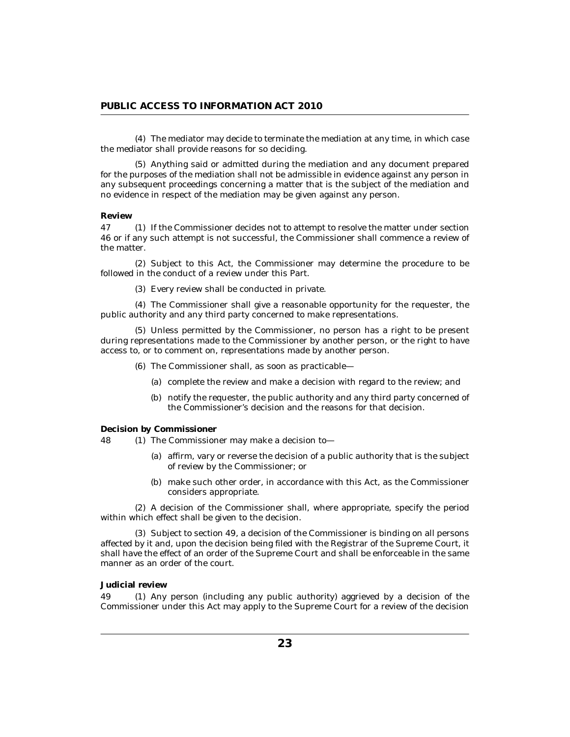(4) The mediator may decide to terminate the mediation at any time, in which case the mediator shall provide reasons for so deciding.

(5) Anything said or admitted during the mediation and any document prepared for the purposes of the mediation shall not be admissible in evidence against any person in any subsequent proceedings concerning a matter that is the subject of the mediation and no evidence in respect of the mediation may be given against any person.

**Review**

47 (1) If the Commissioner decides not to attempt to resolve the matter under section 46 or if any such attempt is not successful, the Commissioner shall commence a review of the matter.

(2) Subject to this Act, the Commissioner may determine the procedure to be followed in the conduct of a review under this Part.

(3) Every review shall be conducted in private.

(4) The Commissioner shall give a reasonable opportunity for the requester, the public authority and any third party concerned to make representations.

(5) Unless permitted by the Commissioner, no person has a right to be present during representations made to the Commissioner by another person, or the right to have access to, or to comment on, representations made by another person.

(6) The Commissioner shall, as soon as practicable—

(a) complete the review and make a decision with regard to the review; and

(b) notify the requester, the public authority and any third party concerned of the Commissioner's decision and the reasons for that decision.

**Decision by Commissioner**

48 (1) The Commissioner may make a decision to—

(a) affirm, vary or reverse the decision of a public authority that is the subject of review by the Commissioner; or

(b) make such other order, in accordance with this Act, as the Commissioner considers appropriate.

(2) A decision of the Commissioner shall, where appropriate, specify the period within which effect shall be given to the decision.

(3) Subject to section 49, a decision of the Commissioner is binding on all persons affected by it and, upon the decision being filed with the Registrar of the Supreme Court, it shall have the effect of an order of the Supreme Court and shall be enforceable in the same manner as an order of the court.

**Judicial review**

49 (1) Any person (including any public authority) aggrieved by a decision of the Commissioner under this Act may apply to the Supreme Court for a review of the decision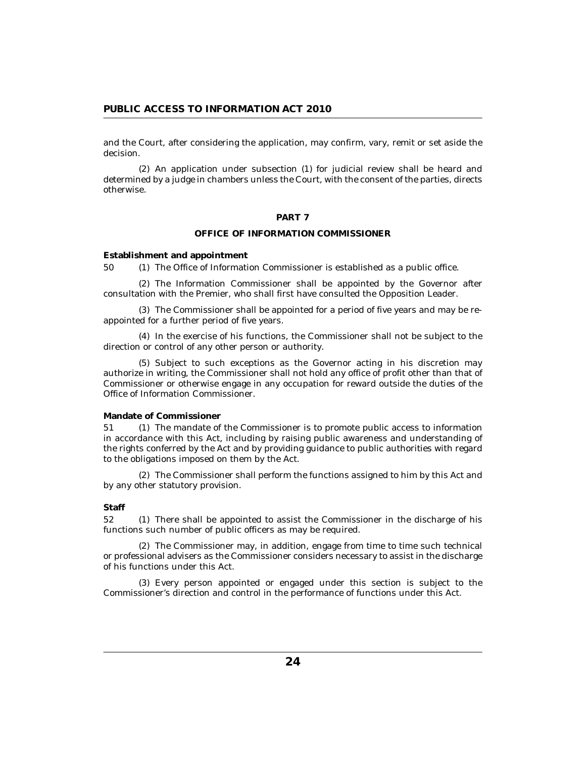and the Court, after considering the application, may confirm, vary, remit or set aside the decision.

(2) An application under subsection (1) for judicial review shall be heard and determined by a judge in chambers unless the Court, with the consent of the parties, directs otherwise.

## PART 7

## OFFICE OF INFORMATION COMMISSIONER

**Establishment and appointment**

50 (1) The Office of Information Commissioner is established as a public office.

(2) The Information Commissioner shall be appointed by the Governor after consultation with the Premier, who shall first have consulted the Opposition Leader.

(3) The Commissioner shall be appointed for a period of five years and may be re-appointed for a further period of five years.

(4) In the exercise of his functions, the Commissioner shall not be subject to the direction or control of any other person or authority.

(5) Subject to such exceptions as the Governor acting in his discretion may authorize in writing, the Commissioner shall not hold any office of profit other than that of Commissioner or otherwise engage in any occupation for reward outside the duties of the Office of Information Commissioner.

**Mandate of Commissioner**

51 (1) The mandate of the Commissioner is to promote public access to information in accordance with this Act, including by raising public awareness and understanding of the rights conferred by the Act and by providing guidance to public authorities with regard to the obligations imposed on them by the Act.

(2) The Commissioner shall perform the functions assigned to him by this Act and by any other statutory provision.

**Staff**

52 (1) There shall be appointed to assist the Commissioner in the discharge of his functions such number of public officers as may be required.

(2) The Commissioner may, in addition, engage from time to time such technical or professional advisers as the Commissioner considers necessary to assist in the discharge of his functions under this Act.

(3) Every person appointed or engaged under this section is subject to the Commissioner's direction and control in the performance of functions under this Act.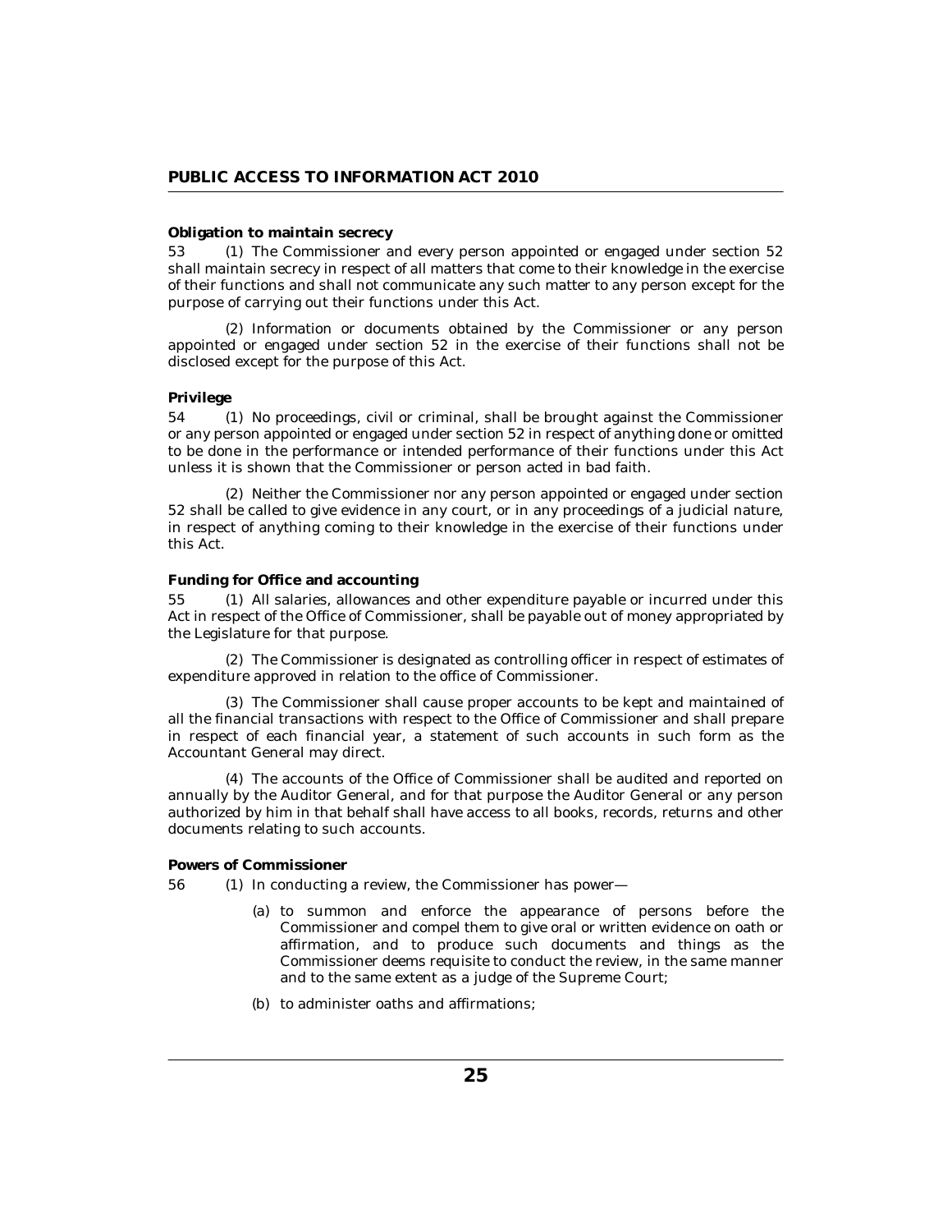**Obligation to maintain secrecy**

53 (1) The Commissioner and every person appointed or engaged under section 52 shall maintain secrecy in respect of all matters that come to their knowledge in the exercise of their functions and shall not communicate any such matter to any person except for the purpose of carrying out their functions under this Act.

(2) Information or documents obtained by the Commissioner or any person appointed or engaged under section 52 in the exercise of their functions shall not be disclosed except for the purpose of this Act.

**Privilege**

54 (1) No proceedings, civil or criminal, shall be brought against the Commissioner or any person appointed or engaged under section 52 in respect of anything done or omitted to be done in the performance or intended performance of their functions under this Act unless it is shown that the Commissioner or person acted in bad faith.

(2) Neither the Commissioner nor any person appointed or engaged under section 52 shall be called to give evidence in any court, or in any proceedings of a judicial nature, in respect of anything coming to their knowledge in the exercise of their functions under this Act.

**Funding for Office and accounting**

55 (1) All salaries, allowances and other expenditure payable or incurred under this Act in respect of the Office of Commissioner, shall be payable out of money appropriated by the Legislature for that purpose.

(2) The Commissioner is designated as controlling officer in respect of estimates of expenditure approved in relation to the office of Commissioner.

(3) The Commissioner shall cause proper accounts to be kept and maintained of all the financial transactions with respect to the Office of Commissioner and shall prepare in respect of each financial year, a statement of such accounts in such form as the Accountant General may direct.

(4) The accounts of the Office of Commissioner shall be audited and reported on annually by the Auditor General, and for that purpose the Auditor General or any person authorized by him in that behalf shall have access to all books, records, returns and other documents relating to such accounts.

**Powers of Commissioner**

56 (1) In conducting a review, the Commissioner has power—

(a) to summon and enforce the appearance of persons before the Commissioner and compel them to give oral or written evidence on oath or affirmation, and to produce such documents and things as the Commissioner deems requisite to conduct the review, in the same manner and to the same extent as a judge of the Supreme Court;

(b) to administer oaths and affirmations;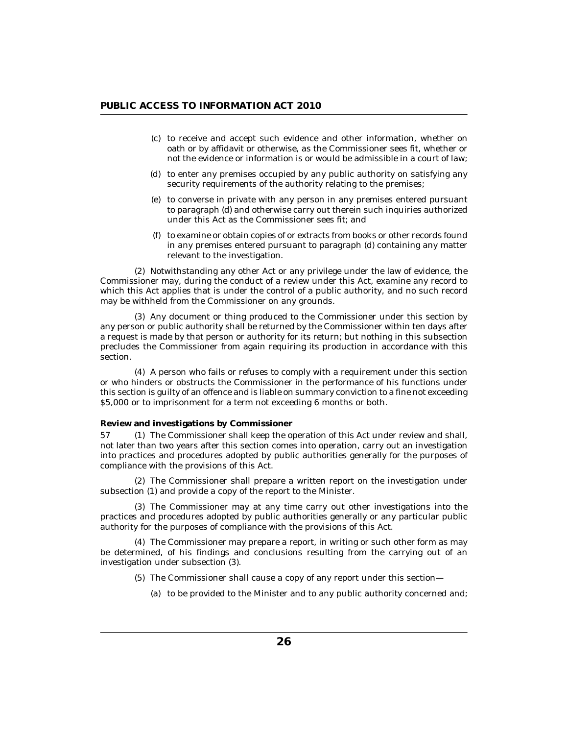(c) to receive and accept such evidence and other information, whether on oath or by affidavit or otherwise, as the Commissioner sees fit, whether or not the evidence or information is or would be admissible in a court of law;

(d) to enter any premises occupied by any public authority on satisfying any security requirements of the authority relating to the premises;

(e) to converse in private with any person in any premises entered pursuant to paragraph (d) and otherwise carry out therein such inquiries authorized under this Act as the Commissioner sees fit; and

(f) to examine or obtain copies of or extracts from books or other records found in any premises entered pursuant to paragraph (d) containing any matter relevant to the investigation.

(2) Notwithstanding any other Act or any privilege under the law of evidence, the Commissioner may, during the conduct of a review under this Act, examine any record to which this Act applies that is under the control of a public authority, and no such record may be withheld from the Commissioner on any grounds.

(3) Any document or thing produced to the Commissioner under this section by any person or public authority shall be returned by the Commissioner within ten days after a request is made by that person or authority for its return; but nothing in this subsection precludes the Commissioner from again requiring its production in accordance with this section.

(4) A person who fails or refuses to comply with a requirement under this section or who hinders or obstructs the Commissioner in the performance of his functions under this section is guilty of an offence and is liable on summary conviction to a fine not exceeding $5,000 or to imprisonment for a term not exceeding 6 months or both.

**Review and investigations by Commissioner**

57 (1) The Commissioner shall keep the operation of this Act under review and shall, not later than two years after this section comes into operation, carry out an investigation into practices and procedures adopted by public authorities generally for the purposes of compliance with the provisions of this Act.

(2) The Commissioner shall prepare a written report on the investigation under subsection (1) and provide a copy of the report to the Minister.

(3) The Commissioner may at any time carry out other investigations into the practices and procedures adopted by public authorities generally or any particular public authority for the purposes of compliance with the provisions of this Act.

(4) The Commissioner may prepare a report, in writing or such other form as may be determined, of his findings and conclusions resulting from the carrying out of an investigation under subsection (3).

(5) The Commissioner shall cause a copy of any report under this section—

(a) to be provided to the Minister and to any public authority concerned and;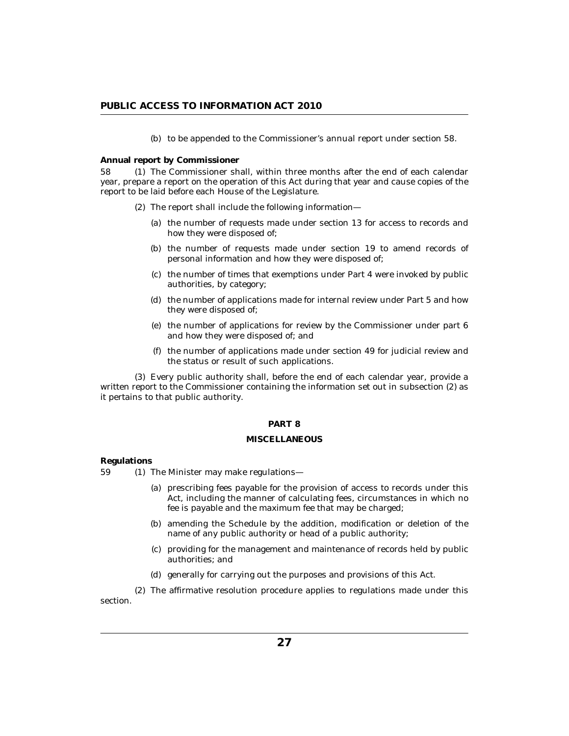(b) to be appended to the Commissioner's annual report under section 58.

**Annual report by Commissioner**

58 (1) The Commissioner shall, within three months after the end of each calendar year, prepare a report on the operation of this Act during that year and cause copies of the report to be laid before each House of the Legislature.

(2) The report shall include the following information—

(a) the number of requests made under section 13 for access to records and how they were disposed of;

(b) the number of requests made under section 19 to amend records of personal information and how they were disposed of;

(c) the number of times that exemptions under Part 4 were invoked by public authorities, by category;

(d) the number of applications made for internal review under Part 5 and how they were disposed of;

(e) the number of applications for review by the Commissioner under part 6 and how they were disposed of; and

(f) the number of applications made under section 49 for judicial review and the status or result of such applications.

(3) Every public authority shall, before the end of each calendar year, provide a written report to the Commissioner containing the information set out in subsection (2) as it pertains to that public authority.

## PART 8

## MISCELLANEOUS

**Regulations**

59 (1) The Minister may make regulations—

(a) prescribing fees payable for the provision of access to records under this Act, including the manner of calculating fees, circumstances in which no fee is payable and the maximum fee that may be charged;

(b) amending the Schedule by the addition, modification or deletion of the name of any public authority or head of a public authority;

(c) providing for the management and maintenance of records held by public authorities; and

(d) generally for carrying out the purposes and provisions of this Act.

(2) The affirmative resolution procedure applies to regulations made under this section.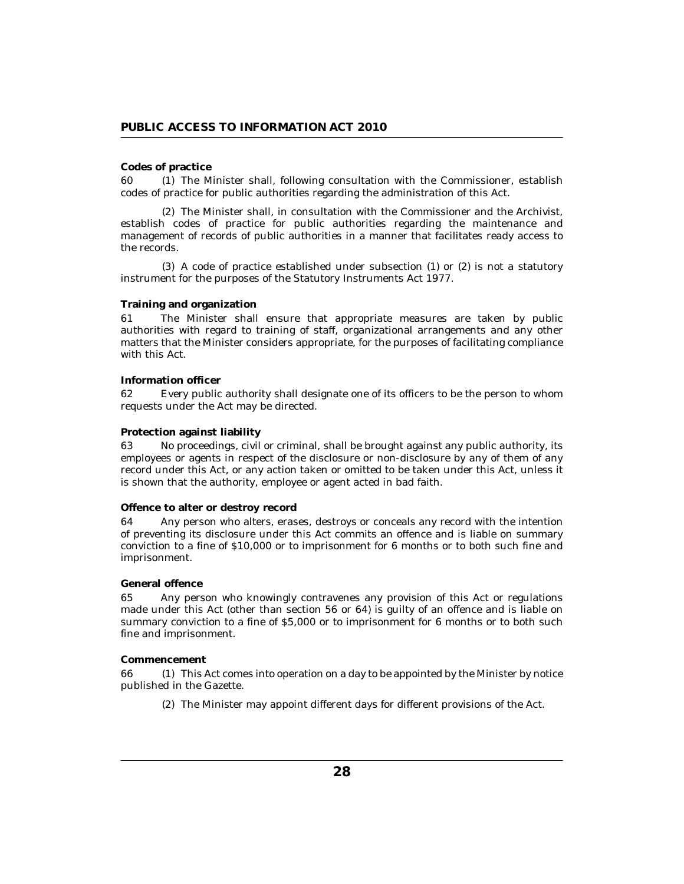**Codes of practice**

60 (1) The Minister shall, following consultation with the Commissioner, establish codes of practice for public authorities regarding the administration of this Act.

(2) The Minister shall, in consultation with the Commissioner and the Archivist, establish codes of practice for public authorities regarding the maintenance and management of records of public authorities in a manner that facilitates ready access to the records.

(3) A code of practice established under subsection (1) or (2) is not a statutory instrument for the purposes of the Statutory Instruments Act 1977.

**Training and organization**

61 The Minister shall ensure that appropriate measures are taken by public authorities with regard to training of staff, organizational arrangements and any other matters that the Minister considers appropriate, for the purposes of facilitating compliance with this Act.

**Information officer**

62 Every public authority shall designate one of its officers to be the person to whom requests under the Act may be directed.

**Protection against liability**

63 No proceedings, civil or criminal, shall be brought against any public authority, its employees or agents in respect of the disclosure or non-disclosure by any of them of any record under this Act, or any action taken or omitted to be taken under this Act, unless it is shown that the authority, employee or agent acted in bad faith.

**Offence to alter or destroy record**

64 Any person who alters, erases, destroys or conceals any record with the intention of preventing its disclosure under this Act commits an offence and is liable on summary conviction to a fine of $10,000 or to imprisonment for 6 months or to both such fine and imprisonment.

**General offence**

65 Any person who knowingly contravenes any provision of this Act or regulations made under this Act (other than section 56 or 64) is guilty of an offence and is liable on summary conviction to a fine of $5,000 or to imprisonment for 6 months or to both such fine and imprisonment.

**Commencement**

66 (1) This Act comes into operation on a day to be appointed by the Minister by notice published in the Gazette.

(2) The Minister may appoint different days for different provisions of the Act.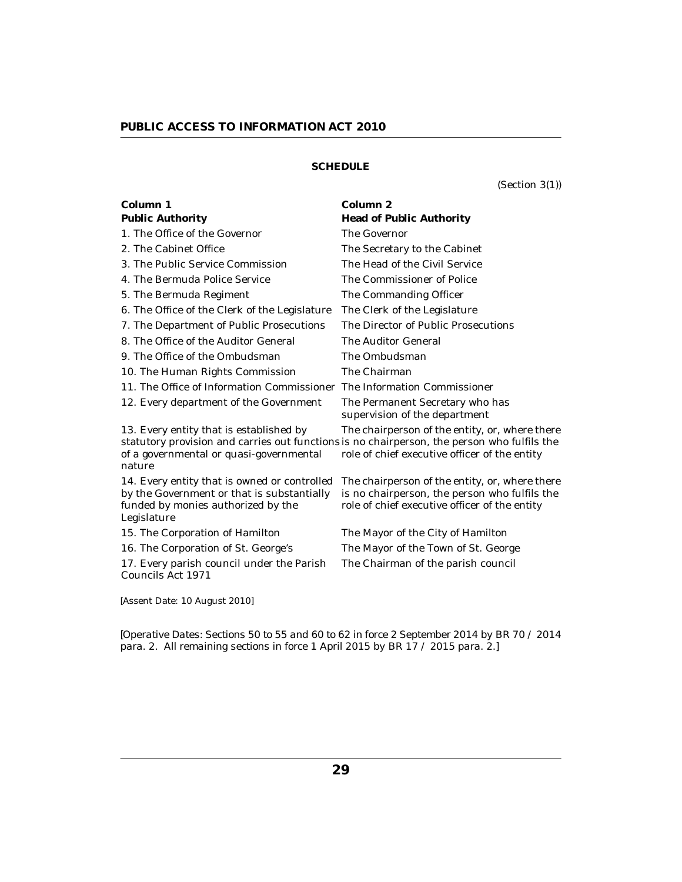## SCHEDULE

(Section 3(1))

| Column 1<br>**Public Authority** | Column 2<br>**Head of Public Authority** |
|---|---|
| 1. The Office of the Governor | The Governor |
| 2. The Cabinet Office | The Secretary to the Cabinet |
| 3. The Public Service Commission | The Head of the Civil Service |
| 4. The Bermuda Police Service | The Commissioner of Police |
| 5. The Bermuda Regiment | The Commanding Officer |
| 6. The Office of the Clerk of the Legislature | The Clerk of the Legislature |
| 7. The Department of Public Prosecutions | The Director of Public Prosecutions |
| 8. The Office of the Auditor General | The Auditor General |
| 9. The Office of the Ombudsman | The Ombudsman |
| 10. The Human Rights Commission | The Chairman |
| 11. The Office of Information Commissioner | The Information Commissioner |
| 12. Every department of the Government | The Permanent Secretary who has supervision of the department |
| 13. Every entity that is established by statutory provision and carries out functions of a governmental or quasi-governmental nature | The chairperson of the entity, or, where there is no chairperson, the person who fulfils the role of chief executive officer of the entity |
| 14. Every entity that is owned or controlled by the Government or that is substantially funded by monies authorized by the Legislature | The chairperson of the entity, or, where there is no chairperson, the person who fulfils the role of chief executive officer of the entity |
| 15. The Corporation of Hamilton | The Mayor of the City of Hamilton |
| 16. The Corporation of St. George's | The Mayor of the Town of St. George |
| 17. Every parish council under the Parish Councils Act 1971 | The Chairman of the parish council |

[Assent Date: 10 August 2010]

[Operative Dates: Sections 50 to 55 and 60 to 62 in force 2 September 2014 by BR 70 / 2014 para. 2. All remaining sections in force 1 April 2015 by BR 17 / 2015 para. 2.]